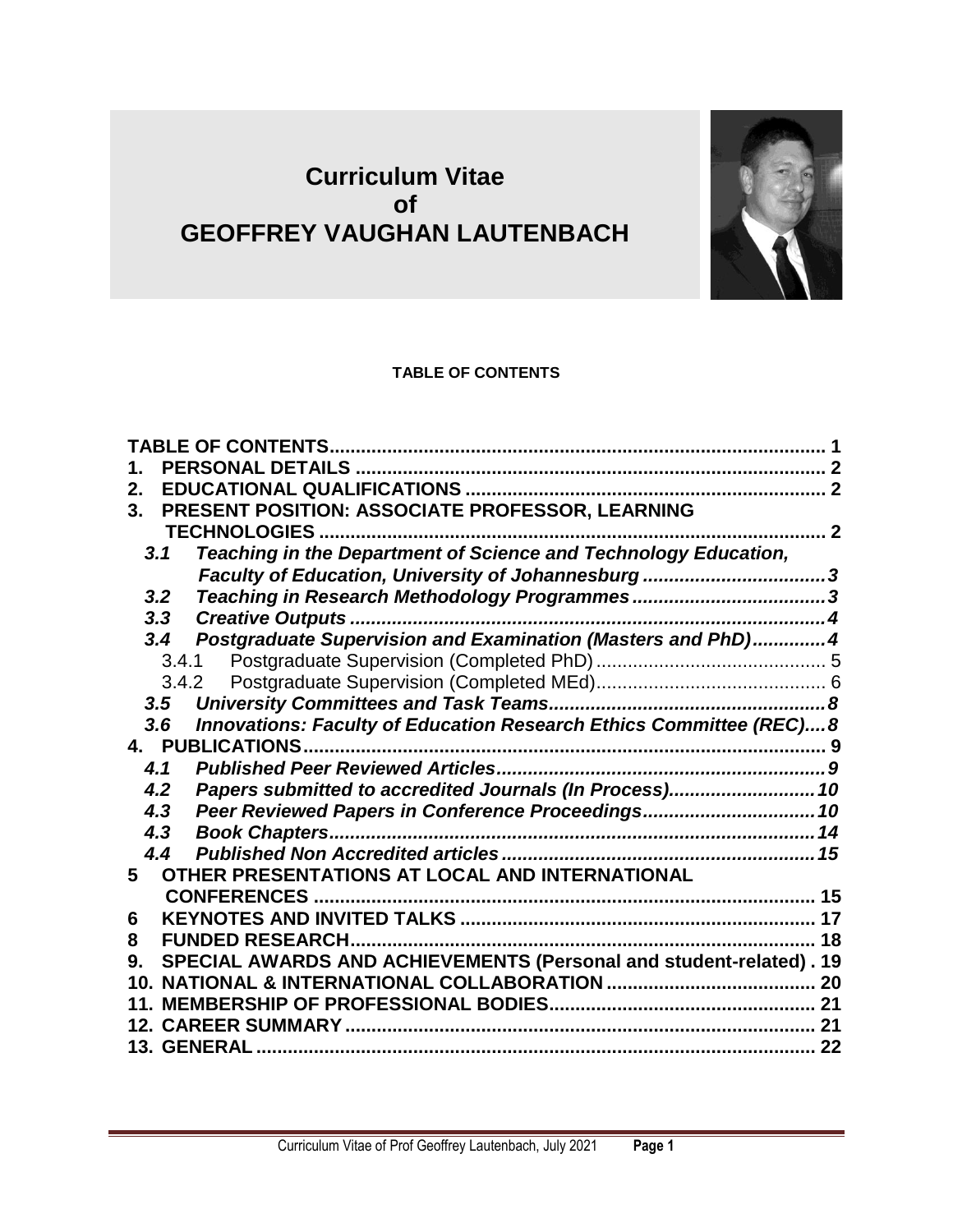# Curriculum Vitae of GEOFFREY VAUGHAN LAUTENBACH

**TABLE OF CONTENTS**

**TABLE OF CONTENTS** ..... 1

1. **PERSONAL DETAILS** ..... 2
2. **EDUCATIONAL QUALIFICATIONS** ..... 2
3. **PRESENT POSITION: ASSOCIATE PROFESSOR, LEARNING TECHNOLOGIES** ..... 2
   - *3.1 Teaching in the Department of Science and Technology Education, Faculty of Education, University of Johannesburg* ..... 3
   - *3.2 Teaching in Research Methodology Programmes* ..... 3
   - *3.3 Creative Outputs* ..... 4
   - *3.4 Postgraduate Supervision and Examination (Masters and PhD)* ..... 4
     - 3.4.1 Postgraduate Supervision (Completed PhD) ..... 5
     - 3.4.2 Postgraduate Supervision (Completed MEd) ..... 6
   - *3.5 University Committees and Task Teams* ..... 8
   - *3.6 Innovations: Faculty of Education Research Ethics Committee (REC)* ..... 8
4. **PUBLICATIONS** ..... 9
   - *4.1 Published Peer Reviewed Articles* ..... 9
   - *4.2 Papers submitted to accredited Journals (In Process)* ..... 10
   - *4.3 Peer Reviewed Papers in Conference Proceedings* ..... 10
   - *4.3 Book Chapters* ..... 14
   - *4.4 Published Non Accredited articles* ..... 15

5 **OTHER PRESENTATIONS AT LOCAL AND INTERNATIONAL CONFERENCES** ..... 15

6 **KEYNOTES AND INVITED TALKS** ..... 17

8 **FUNDED RESEARCH** ..... 18

9. **SPECIAL AWARDS AND ACHIEVEMENTS (Personal and student-related)** ..... 19

10. **NATIONAL & INTERNATIONAL COLLABORATION** ..... 20

11. **MEMBERSHIP OF PROFESSIONAL BODIES** ..... 21

12. **CAREER SUMMARY** ..... 21

13. **GENERAL** ..... 22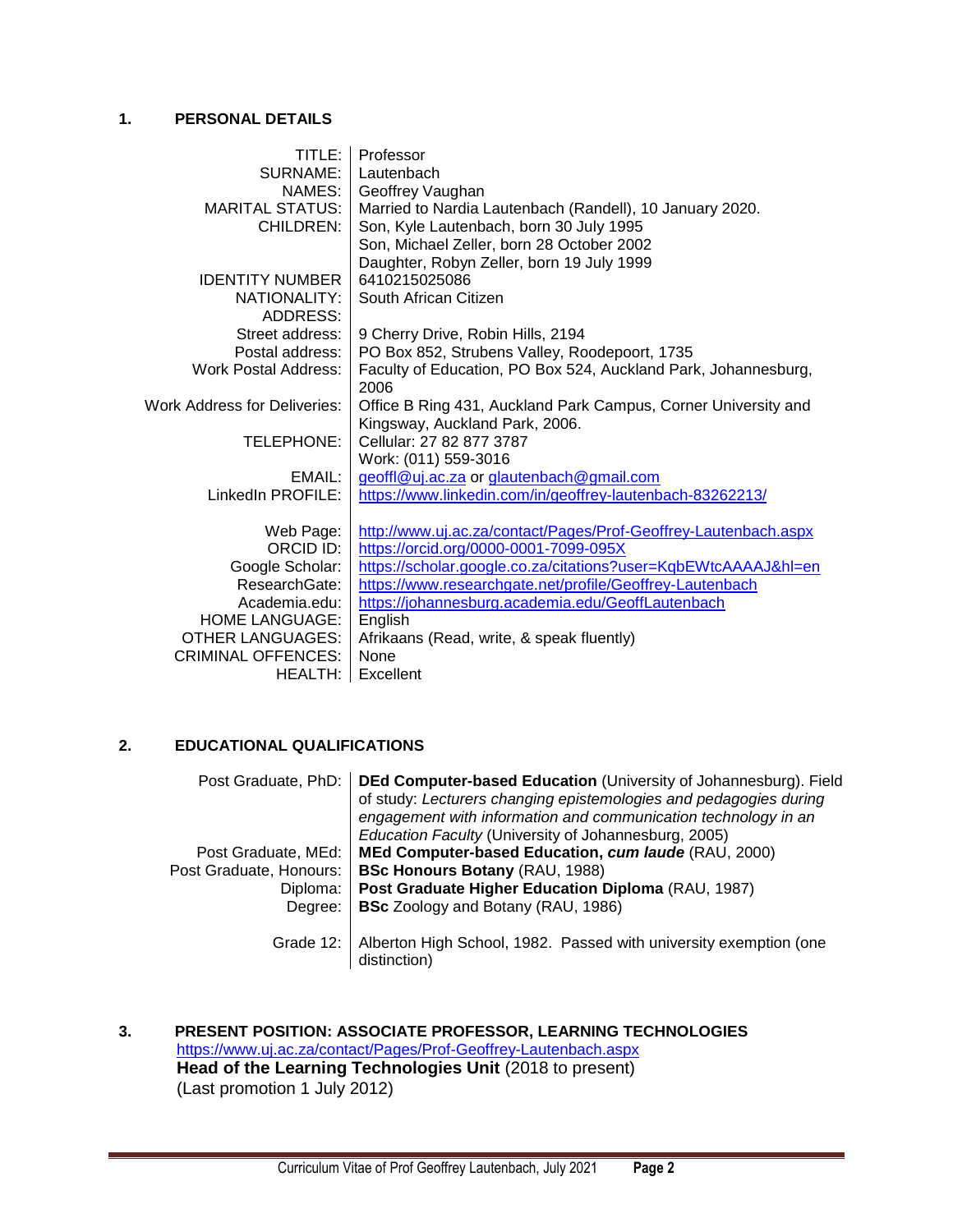## 1. PERSONAL DETAILS

| | |
|---|---|
| TITLE: | Professor |
| SURNAME: | Lautenbach |
| NAMES: | Geoffrey Vaughan |
| MARITAL STATUS: | Married to Nardia Lautenbach (Randell), 10 January 2020. |
| CHILDREN: | Son, Kyle Lautenbach, born 30 July 1995<br>Son, Michael Zeller, born 28 October 2002<br>Daughter, Robyn Zeller, born 19 July 1999 |
| IDENTITY NUMBER | 6410215025086 |
| NATIONALITY: | South African Citizen |
| ADDRESS: | |
| Street address: | 9 Cherry Drive, Robin Hills, 2194 |
| Postal address: | PO Box 852, Strubens Valley, Roodepoort, 1735 |
| Work Postal Address: | Faculty of Education, PO Box 524, Auckland Park, Johannesburg, 2006 |
| Work Address for Deliveries: | Office B Ring 431, Auckland Park Campus, Corner University and Kingsway, Auckland Park, 2006. |
| TELEPHONE: | Cellular: 27 82 877 3787<br>Work: (011) 559-3016 |
| EMAIL: | geoffl@uj.ac.za or glautenbach@gmail.com |
| LinkedIn PROFILE: | https://www.linkedin.com/in/geoffrey-lautenbach-83262213/ |
| Web Page: | http://www.uj.ac.za/contact/Pages/Prof-Geoffrey-Lautenbach.aspx |
| ORCID ID: | https://orcid.org/0000-0001-7099-095X |
| Google Scholar: | https://scholar.google.co.za/citations?user=KqbEWtcAAAAJ&hl=en |
| ResearchGate: | https://www.researchgate.net/profile/Geoffrey-Lautenbach |
| Academia.edu: | https://johannesburg.academia.edu/GeoffLautenbach |
| HOME LANGUAGE: | English |
| OTHER LANGUAGES: | Afrikaans (Read, write, & speak fluently) |
| CRIMINAL OFFENCES: | None |
| HEALTH: | Excellent |

## 2. EDUCATIONAL QUALIFICATIONS

| | |
|---|---|
| Post Graduate, PhD: | **DEd Computer-based Education** (University of Johannesburg). Field of study: *Lecturers changing epistemologies and pedagogies during engagement with information and communication technology in an Education Faculty* (University of Johannesburg, 2005) |
| Post Graduate, MEd: | **MEd Computer-based Education, *cum laude*** (RAU, 2000) |
| Post Graduate, Honours: | **BSc Honours Botany** (RAU, 1988) |
| Diploma: | **Post Graduate Higher Education Diploma** (RAU, 1987) |
| Degree: | **BSc** Zoology and Botany (RAU, 1986) |
| Grade 12: | Alberton High School, 1982. Passed with university exemption (one distinction) |

## 3. PRESENT POSITION: ASSOCIATE PROFESSOR, LEARNING TECHNOLOGIES

https://www.uj.ac.za/contact/Pages/Prof-Geoffrey-Lautenbach.aspx

**Head of the Learning Technologies Unit** (2018 to present)

(Last promotion 1 July 2012)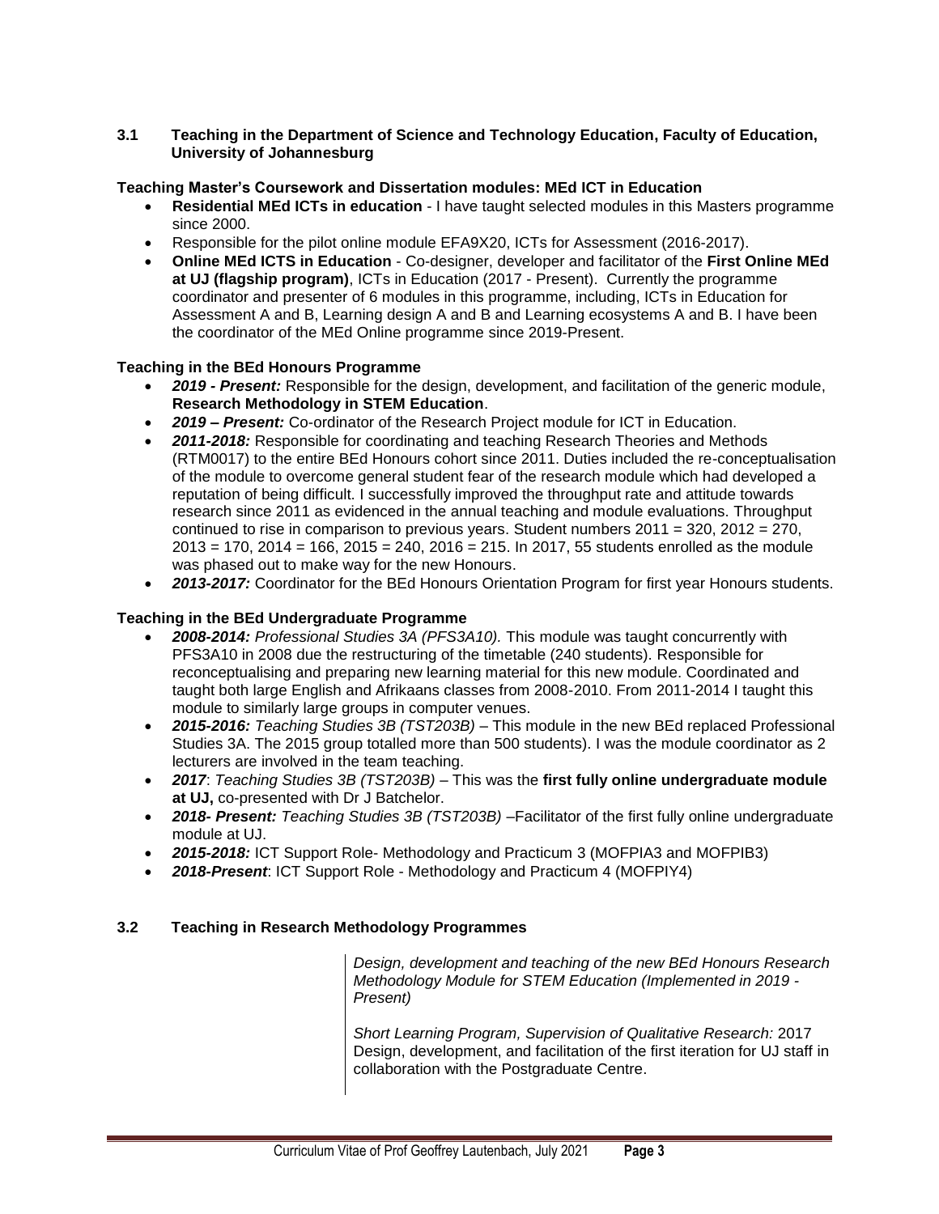### 3.1 Teaching in the Department of Science and Technology Education, Faculty of Education, University of Johannesburg

**Teaching Master's Coursework and Dissertation modules: MEd ICT in Education**

- **Residential MEd ICTs in education** - I have taught selected modules in this Masters programme since 2000.
- Responsible for the pilot online module EFA9X20, ICTs for Assessment (2016-2017).
- **Online MEd ICTS in Education** - Co-designer, developer and facilitator of the **First Online MEd at UJ (flagship program)**, ICTs in Education (2017 - Present). Currently the programme coordinator and presenter of 6 modules in this programme, including, ICTs in Education for Assessment A and B, Learning design A and B and Learning ecosystems A and B. I have been the coordinator of the MEd Online programme since 2019-Present.

**Teaching in the BEd Honours Programme**

- ***2019 - Present:*** Responsible for the design, development, and facilitation of the generic module, **Research Methodology in STEM Education**.
- ***2019 – Present:*** Co-ordinator of the Research Project module for ICT in Education.
- ***2011-2018:*** Responsible for coordinating and teaching Research Theories and Methods (RTM0017) to the entire BEd Honours cohort since 2011. Duties included the re-conceptualisation of the module to overcome general student fear of the research module which had developed a reputation of being difficult. I successfully improved the throughput rate and attitude towards research since 2011 as evidenced in the annual teaching and module evaluations. Throughput continued to rise in comparison to previous years. Student numbers 2011 = 320, 2012 = 270, 2013 = 170, 2014 = 166, 2015 = 240, 2016 = 215. In 2017, 55 students enrolled as the module was phased out to make way for the new Honours.
- ***2013-2017:*** Coordinator for the BEd Honours Orientation Program for first year Honours students.

**Teaching in the BEd Undergraduate Programme**

- ***2008-2014:*** *Professional Studies 3A (PFS3A10).* This module was taught concurrently with PFS3A10 in 2008 due the restructuring of the timetable (240 students). Responsible for reconceptualising and preparing new learning material for this new module. Coordinated and taught both large English and Afrikaans classes from 2008-2010. From 2011-2014 I taught this module to similarly large groups in computer venues.
- ***2015-2016:*** *Teaching Studies 3B (TST203B)* – This module in the new BEd replaced Professional Studies 3A. The 2015 group totalled more than 500 students). I was the module coordinator as 2 lecturers are involved in the team teaching.
- ***2017***: *Teaching Studies 3B (TST203B)* – This was the **first fully online undergraduate module at UJ,** co-presented with Dr J Batchelor.
- ***2018- Present:*** *Teaching Studies 3B (TST203B)* –Facilitator of the first fully online undergraduate module at UJ.
- ***2015-2018:*** ICT Support Role- Methodology and Practicum 3 (MOFPIA3 and MOFPIB3)
- ***2018-Present***: ICT Support Role - Methodology and Practicum 4 (MOFPIY4)

### 3.2 Teaching in Research Methodology Programmes

*Design, development and teaching of the new BEd Honours Research Methodology Module for STEM Education (Implemented in 2019 - Present)*

*Short Learning Program, Supervision of Qualitative Research:* 2017 Design, development, and facilitation of the first iteration for UJ staff in collaboration with the Postgraduate Centre.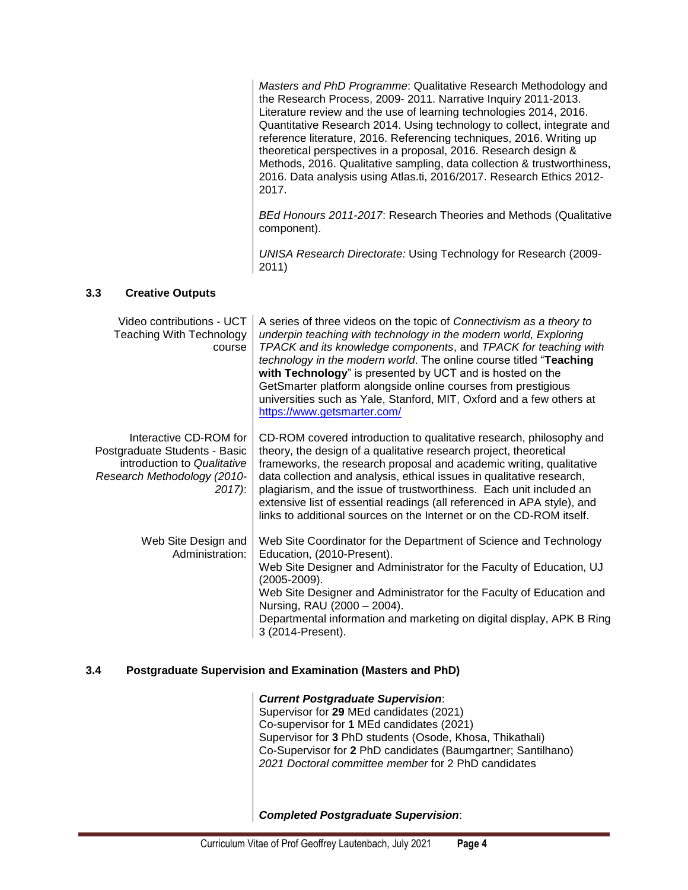*Masters and PhD Programme*: Qualitative Research Methodology and the Research Process, 2009- 2011. Narrative Inquiry 2011-2013. Literature review and the use of learning technologies 2014, 2016. Quantitative Research 2014. Using technology to collect, integrate and reference literature, 2016. Referencing techniques, 2016. Writing up theoretical perspectives in a proposal, 2016. Research design & Methods, 2016. Qualitative sampling, data collection & trustworthiness, 2016. Data analysis using Atlas.ti, 2016/2017. Research Ethics 2012-2017.

*BEd Honours 2011-2017*: Research Theories and Methods (Qualitative component).

*UNISA Research Directorate:* Using Technology for Research (2009-2011)

### 3.3 Creative Outputs

| | |
|---|---|
| Video contributions - UCT Teaching With Technology course | A series of three videos on the topic of *Connectivism as a theory to underpin teaching with technology in the modern world, Exploring TPACK and its knowledge components*, and *TPACK for teaching with technology in the modern world*. The online course titled "**Teaching with Technology**" is presented by UCT and is hosted on the GetSmarter platform alongside online courses from prestigious universities such as Yale, Stanford, MIT, Oxford and a few others at https://www.getsmarter.com/ |
| Interactive CD-ROM for Postgraduate Students - Basic introduction to *Qualitative Research Methodology (2010-2017)*: | CD-ROM covered introduction to qualitative research, philosophy and theory, the design of a qualitative research project, theoretical frameworks, the research proposal and academic writing, qualitative data collection and analysis, ethical issues in qualitative research, plagiarism, and the issue of trustworthiness. Each unit included an extensive list of essential readings (all referenced in APA style), and links to additional sources on the Internet or on the CD-ROM itself. |
| Web Site Design and Administration: | Web Site Coordinator for the Department of Science and Technology Education, (2010-Present).<br>Web Site Designer and Administrator for the Faculty of Education, UJ (2005-2009).<br>Web Site Designer and Administrator for the Faculty of Education and Nursing, RAU (2000 – 2004).<br>Departmental information and marketing on digital display, APK B Ring 3 (2014-Present). |

### 3.4 Postgraduate Supervision and Examination (Masters and PhD)

***Current Postgraduate Supervision***:
Supervisor for **29** MEd candidates (2021)
Co-supervisor for **1** MEd candidates (2021)
Supervisor for **3** PhD students (Osode, Khosa, Thikathali)
Co-Supervisor for **2** PhD candidates (Baumgartner; Santilhano)
*2021 Doctoral committee member* for 2 PhD candidates

***Completed Postgraduate Supervision***: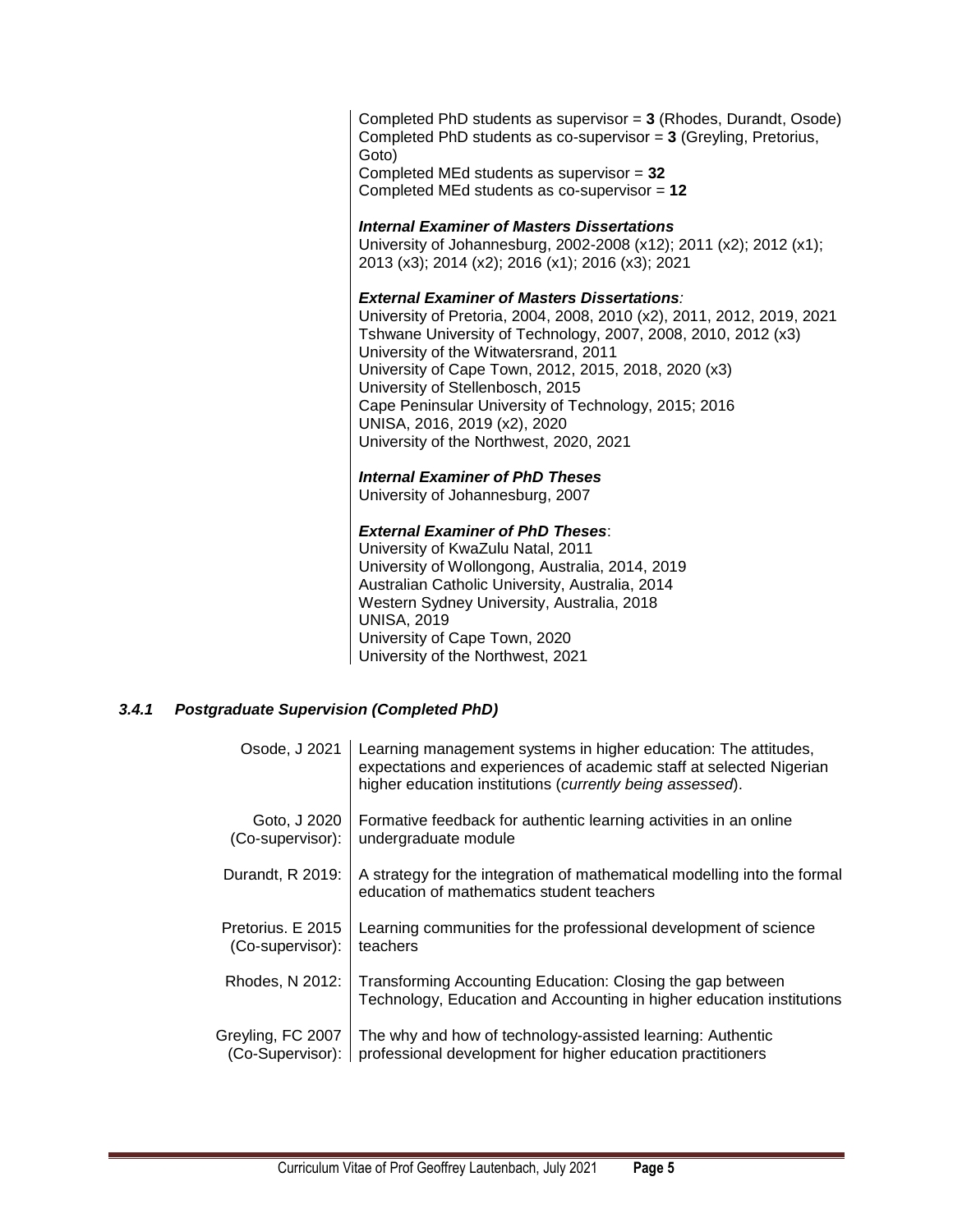Completed PhD students as supervisor = **3** (Rhodes, Durandt, Osode)
Completed PhD students as co-supervisor = **3** (Greyling, Pretorius, Goto)
Completed MEd students as supervisor = **32**
Completed MEd students as co-supervisor = **12**

***Internal Examiner of Masters Dissertations***
University of Johannesburg, 2002-2008 (x12); 2011 (x2); 2012 (x1); 2013 (x3); 2014 (x2); 2016 (x1); 2016 (x3); 2021

***External Examiner of Masters Dissertations:***
University of Pretoria, 2004, 2008, 2010 (x2), 2011, 2012, 2019, 2021
Tshwane University of Technology, 2007, 2008, 2010, 2012 (x3)
University of the Witwatersrand, 2011
University of Cape Town, 2012, 2015, 2018, 2020 (x3)
University of Stellenbosch, 2015
Cape Peninsular University of Technology, 2015; 2016
UNISA, 2016, 2019 (x2), 2020
University of the Northwest, 2020, 2021

***Internal Examiner of PhD Theses***
University of Johannesburg, 2007

***External Examiner of PhD Theses*:**
University of KwaZulu Natal, 2011
University of Wollongong, Australia, 2014, 2019
Australian Catholic University, Australia, 2014
Western Sydney University, Australia, 2018
UNISA, 2019
University of Cape Town, 2020
University of the Northwest, 2021

### *3.4.1 Postgraduate Supervision (Completed PhD)*

| | |
|---|---|
| Osode, J 2021 | Learning management systems in higher education: The attitudes, expectations and experiences of academic staff at selected Nigerian higher education institutions (*currently being assessed*). |
| Goto, J 2020 (Co-supervisor): | Formative feedback for authentic learning activities in an online undergraduate module |
| Durandt, R 2019: | A strategy for the integration of mathematical modelling into the formal education of mathematics student teachers |
| Pretorius. E 2015 (Co-supervisor): | Learning communities for the professional development of science teachers |
| Rhodes, N 2012: | Transforming Accounting Education: Closing the gap between Technology, Education and Accounting in higher education institutions |
| Greyling, FC 2007 (Co-Supervisor): | The why and how of technology-assisted learning: Authentic professional development for higher education practitioners |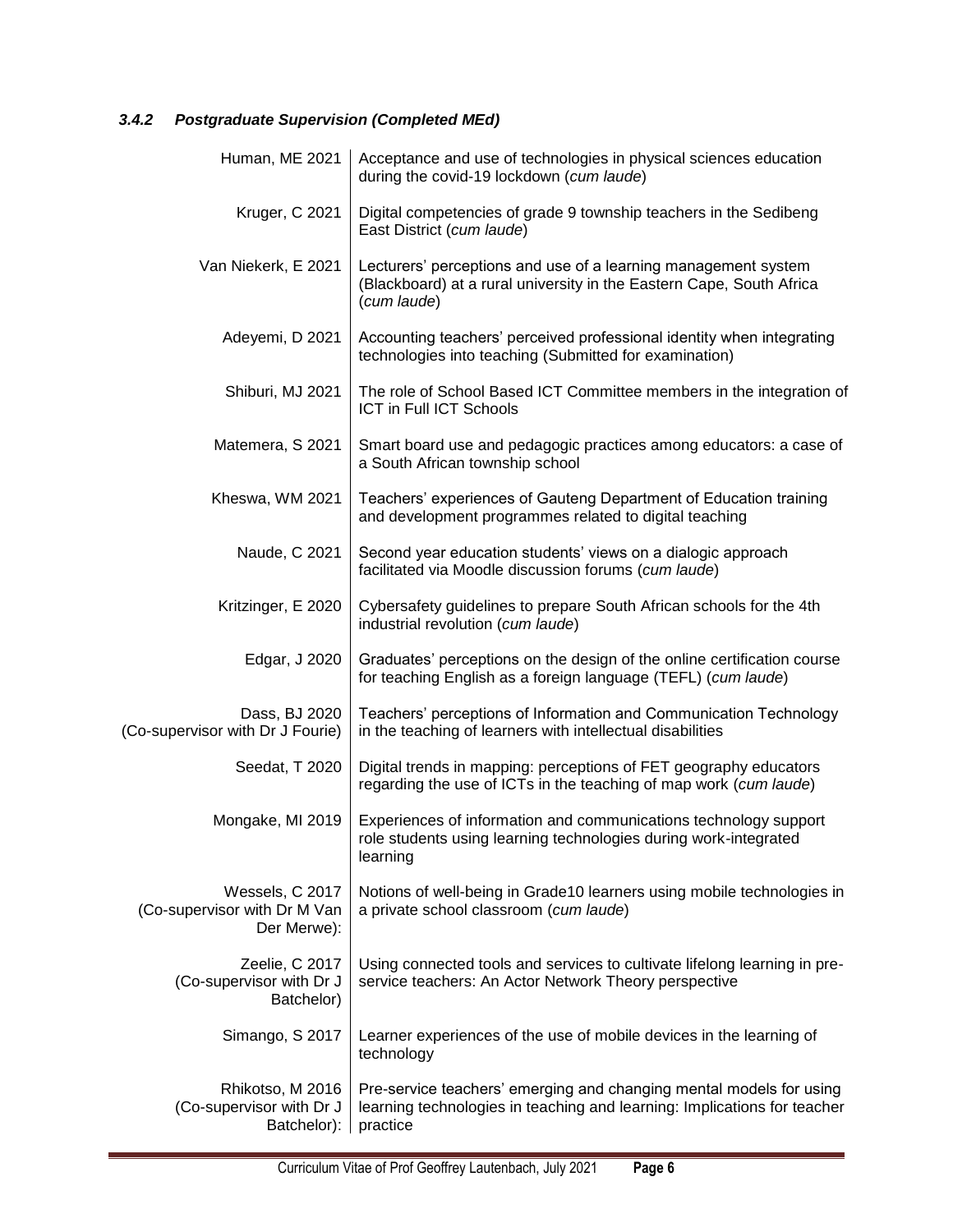### *3.4.2 Postgraduate Supervision (Completed MEd)*

| | |
|---|---|
| Human, ME 2021 | Acceptance and use of technologies in physical sciences education during the covid-19 lockdown (*cum laude*) |
| Kruger, C 2021 | Digital competencies of grade 9 township teachers in the Sedibeng East District (*cum laude*) |
| Van Niekerk, E 2021 | Lecturers' perceptions and use of a learning management system (Blackboard) at a rural university in the Eastern Cape, South Africa (*cum laude*) |
| Adeyemi, D 2021 | Accounting teachers' perceived professional identity when integrating technologies into teaching (Submitted for examination) |
| Shiburi, MJ 2021 | The role of School Based ICT Committee members in the integration of ICT in Full ICT Schools |
| Matemera, S 2021 | Smart board use and pedagogic practices among educators: a case of a South African township school |
| Kheswa, WM 2021 | Teachers' experiences of Gauteng Department of Education training and development programmes related to digital teaching |
| Naude, C 2021 | Second year education students' views on a dialogic approach facilitated via Moodle discussion forums (*cum laude*) |
| Kritzinger, E 2020 | Cybersafety guidelines to prepare South African schools for the 4th industrial revolution (*cum laude*) |
| Edgar, J 2020 | Graduates' perceptions on the design of the online certification course for teaching English as a foreign language (TEFL) (*cum laude*) |
| Dass, BJ 2020 (Co-supervisor with Dr J Fourie) | Teachers' perceptions of Information and Communication Technology in the teaching of learners with intellectual disabilities |
| Seedat, T 2020 | Digital trends in mapping: perceptions of FET geography educators regarding the use of ICTs in the teaching of map work (*cum laude*) |
| Mongake, MI 2019 | Experiences of information and communications technology support role students using learning technologies during work-integrated learning |
| Wessels, C 2017 (Co-supervisor with Dr M Van Der Merwe): | Notions of well-being in Grade10 learners using mobile technologies in a private school classroom (*cum laude*) |
| Zeelie, C 2017 (Co-supervisor with Dr J Batchelor) | Using connected tools and services to cultivate lifelong learning in pre-service teachers: An Actor Network Theory perspective |
| Simango, S 2017 | Learner experiences of the use of mobile devices in the learning of technology |
| Rhikotso, M 2016 (Co-supervisor with Dr J Batchelor): | Pre-service teachers' emerging and changing mental models for using learning technologies in teaching and learning: Implications for teacher practice |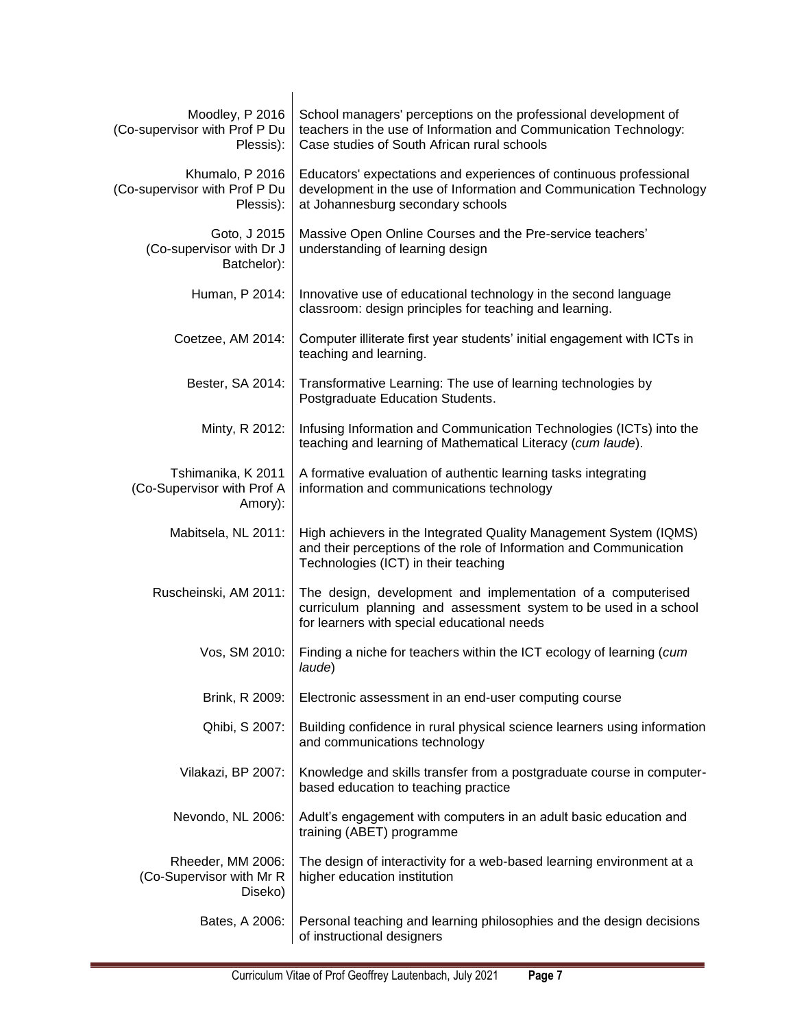| | |
|---|---|
| Moodley, P 2016 (Co-supervisor with Prof P Du Plessis): | School managers' perceptions on the professional development of teachers in the use of Information and Communication Technology: Case studies of South African rural schools |
| Khumalo, P 2016 (Co-supervisor with Prof P Du Plessis): | Educators' expectations and experiences of continuous professional development in the use of Information and Communication Technology at Johannesburg secondary schools |
| Goto, J 2015 (Co-supervisor with Dr J Batchelor): | Massive Open Online Courses and the Pre-service teachers' understanding of learning design |
| Human, P 2014: | Innovative use of educational technology in the second language classroom: design principles for teaching and learning. |
| Coetzee, AM 2014: | Computer illiterate first year students' initial engagement with ICTs in teaching and learning. |
| Bester, SA 2014: | Transformative Learning: The use of learning technologies by Postgraduate Education Students. |
| Minty, R 2012: | Infusing Information and Communication Technologies (ICTs) into the teaching and learning of Mathematical Literacy (*cum laude*). |
| Tshimanika, K 2011 (Co-Supervisor with Prof A Amory): | A formative evaluation of authentic learning tasks integrating information and communications technology |
| Mabitsela, NL 2011: | High achievers in the Integrated Quality Management System (IQMS) and their perceptions of the role of Information and Communication Technologies (ICT) in their teaching |
| Ruscheinski, AM 2011: | The design, development and implementation of a computerised curriculum planning and assessment system to be used in a school for learners with special educational needs |
| Vos, SM 2010: | Finding a niche for teachers within the ICT ecology of learning (*cum laude*) |
| Brink, R 2009: | Electronic assessment in an end-user computing course |
| Qhibi, S 2007: | Building confidence in rural physical science learners using information and communications technology |
| Vilakazi, BP 2007: | Knowledge and skills transfer from a postgraduate course in computer-based education to teaching practice |
| Nevondo, NL 2006: | Adult's engagement with computers in an adult basic education and training (ABET) programme |
| Rheeder, MM 2006: (Co-Supervisor with Mr R Diseko) | The design of interactivity for a web-based learning environment at a higher education institution |
| Bates, A 2006: | Personal teaching and learning philosophies and the design decisions of instructional designers |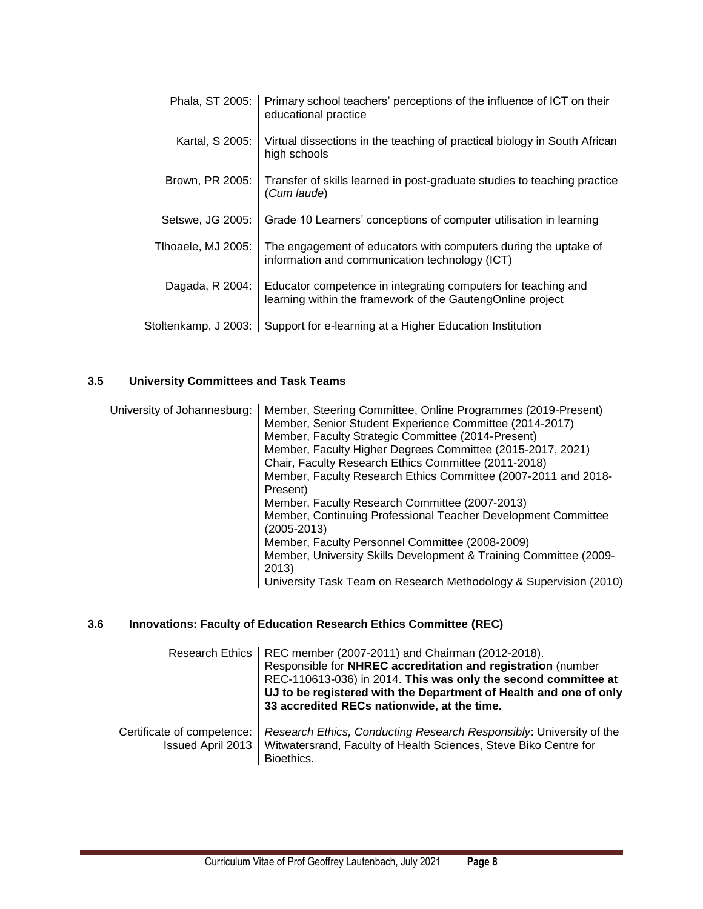| | |
|---|---|
| Phala, ST 2005: | Primary school teachers' perceptions of the influence of ICT on their educational practice |
| Kartal, S 2005: | Virtual dissections in the teaching of practical biology in South African high schools |
| Brown, PR 2005: | Transfer of skills learned in post-graduate studies to teaching practice (*Cum laude*) |
| Setswe, JG 2005: | Grade 10 Learners' conceptions of computer utilisation in learning |
| Tlhoaele, MJ 2005: | The engagement of educators with computers during the uptake of information and communication technology (ICT) |
| Dagada, R 2004: | Educator competence in integrating computers for teaching and learning within the framework of the GautengOnline project |
| Stoltenkamp, J 2003: | Support for e-learning at a Higher Education Institution |

### 3.5 University Committees and Task Teams

| | |
|---|---|
| University of Johannesburg: | Member, Steering Committee, Online Programmes (2019-Present)<br>Member, Senior Student Experience Committee (2014-2017)<br>Member, Faculty Strategic Committee (2014-Present)<br>Member, Faculty Higher Degrees Committee (2015-2017, 2021)<br>Chair, Faculty Research Ethics Committee (2011-2018)<br>Member, Faculty Research Ethics Committee (2007-2011 and 2018-Present)<br>Member, Faculty Research Committee (2007-2013)<br>Member, Continuing Professional Teacher Development Committee (2005-2013)<br>Member, Faculty Personnel Committee (2008-2009)<br>Member, University Skills Development & Training Committee (2009-2013)<br>University Task Team on Research Methodology & Supervision (2010) |

### 3.6 Innovations: Faculty of Education Research Ethics Committee (REC)

| | |
|---|---|
| Research Ethics | REC member (2007-2011) and Chairman (2012-2018). Responsible for **NHREC accreditation and registration** (number REC-110613-036) in 2014. **This was only the second committee at UJ to be registered with the Department of Health and one of only 33 accredited RECs nationwide, at the time.** |
| Certificate of competence: Issued April 2013 | *Research Ethics, Conducting Research Responsibly*: University of the Witwatersrand, Faculty of Health Sciences, Steve Biko Centre for Bioethics. |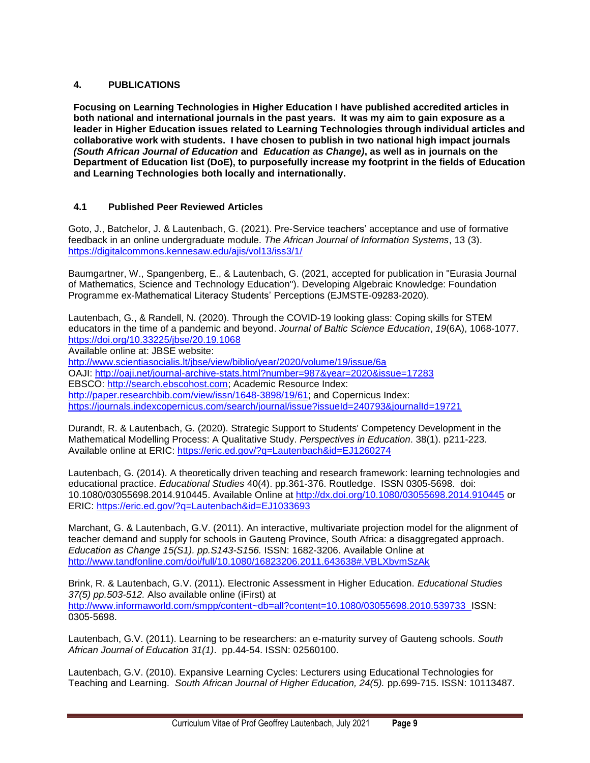## 4. PUBLICATIONS

**Focusing on Learning Technologies in Higher Education I have published accredited articles in both national and international journals in the past years. It was my aim to gain exposure as a leader in Higher Education issues related to Learning Technologies through individual articles and collaborative work with students. I have chosen to publish in two national high impact journals *(South African Journal of Education* and *Education as Change)*, as well as in journals on the Department of Education list (DoE), to purposefully increase my footprint in the fields of Education and Learning Technologies both locally and internationally.**

### 4.1 Published Peer Reviewed Articles

Goto, J., Batchelor, J. & Lautenbach, G. (2021). Pre-Service teachers' acceptance and use of formative feedback in an online undergraduate module. *The African Journal of Information Systems*, 13 (3). https://digitalcommons.kennesaw.edu/ajis/vol13/iss3/1/

Baumgartner, W., Spangenberg, E., & Lautenbach, G. (2021, accepted for publication in "Eurasia Journal of Mathematics, Science and Technology Education"). Developing Algebraic Knowledge: Foundation Programme ex-Mathematical Literacy Students' Perceptions (EJMSTE-09283-2020).

Lautenbach, G., & Randell, N. (2020). Through the COVID-19 looking glass: Coping skills for STEM educators in the time of a pandemic and beyond. *Journal of Baltic Science Education*, *19*(6A), 1068-1077. https://doi.org/10.33225/jbse/20.19.1068
Available online at: JBSE website:
http://www.scientiasocialis.lt/jbse/view/biblio/year/2020/volume/19/issue/6a
OAJI: http://oaji.net/journal-archive-stats.html?number=987&year=2020&issue=17283
EBSCO: http://search.ebscohost.com; Academic Resource Index:
http://paper.researchbib.com/view/issn/1648-3898/19/61; and Copernicus Index:
https://journals.indexcopernicus.com/search/journal/issue?issueId=240793&journalId=19721

Durandt, R. & Lautenbach, G. (2020). Strategic Support to Students' Competency Development in the Mathematical Modelling Process: A Qualitative Study. *Perspectives in Education*. 38(1). p211-223. Available online at ERIC: https://eric.ed.gov/?q=Lautenbach&id=EJ1260274

Lautenbach, G. (2014). A theoretically driven teaching and research framework: learning technologies and educational practice. *Educational Studies* 40(4). pp.361-376. Routledge. ISSN 0305-5698. doi: 10.1080/03055698.2014.910445. Available Online at http://dx.doi.org/10.1080/03055698.2014.910445 or ERIC: https://eric.ed.gov/?q=Lautenbach&id=EJ1033693

Marchant, G. & Lautenbach, G.V. (2011). An interactive, multivariate projection model for the alignment of teacher demand and supply for schools in Gauteng Province, South Africa: a disaggregated approach. *Education as Change 15(S1). pp.S143-S156.* ISSN: 1682-3206. Available Online at http://www.tandfonline.com/doi/full/10.1080/16823206.2011.643638#.VBLXbvmSzAk

Brink, R. & Lautenbach, G.V. (2011). Electronic Assessment in Higher Education. *Educational Studies 37(5) pp.503-512.* Also available online (iFirst) at http://www.informaworld.com/smpp/content~db=all?content=10.1080/03055698.2010.539733 ISSN: 0305-5698.

Lautenbach, G.V. (2011). Learning to be researchers: an e-maturity survey of Gauteng schools. *South African Journal of Education 31(1)*. pp.44-54. ISSN: 02560100.

Lautenbach, G.V. (2010). Expansive Learning Cycles: Lecturers using Educational Technologies for Teaching and Learning. *South African Journal of Higher Education, 24(5).* pp.699-715. ISSN: 10113487.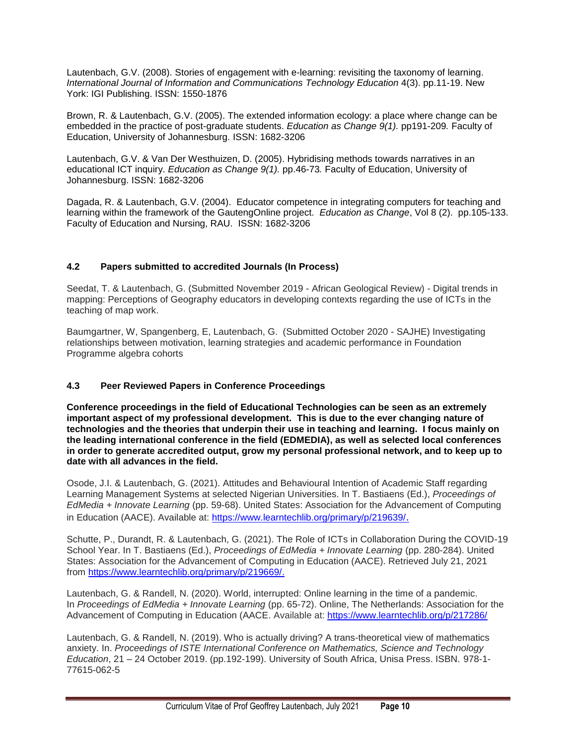Lautenbach, G.V. (2008). Stories of engagement with e-learning: revisiting the taxonomy of learning. *International Journal of Information and Communications Technology Education* 4(3). pp.11-19. New York: IGI Publishing. ISSN: 1550-1876

Brown, R. & Lautenbach, G.V. (2005). The extended information ecology: a place where change can be embedded in the practice of post-graduate students. *Education as Change 9(1).* pp191-209*.* Faculty of Education, University of Johannesburg. ISSN: 1682-3206

Lautenbach, G.V. & Van Der Westhuizen, D. (2005). Hybridising methods towards narratives in an educational ICT inquiry. *Education as Change 9(1).* pp.46-73*.* Faculty of Education, University of Johannesburg. ISSN: 1682-3206

Dagada, R. & Lautenbach, G.V. (2004). Educator competence in integrating computers for teaching and learning within the framework of the GautengOnline project. *Education as Change*, Vol 8 (2). pp.105-133. Faculty of Education and Nursing, RAU. ISSN: 1682-3206

### 4.2 Papers submitted to accredited Journals (In Process)

Seedat, T. & Lautenbach, G. (Submitted November 2019 - African Geological Review) - Digital trends in mapping: Perceptions of Geography educators in developing contexts regarding the use of ICTs in the teaching of map work.

Baumgartner, W, Spangenberg, E, Lautenbach, G. (Submitted October 2020 - SAJHE) Investigating relationships between motivation, learning strategies and academic performance in Foundation Programme algebra cohorts

### 4.3 Peer Reviewed Papers in Conference Proceedings

**Conference proceedings in the field of Educational Technologies can be seen as an extremely important aspect of my professional development. This is due to the ever changing nature of technologies and the theories that underpin their use in teaching and learning. I focus mainly on the leading international conference in the field (EDMEDIA), as well as selected local conferences in order to generate accredited output, grow my personal professional network, and to keep up to date with all advances in the field.**

Osode, J.I. & Lautenbach, G. (2021). Attitudes and Behavioural Intention of Academic Staff regarding Learning Management Systems at selected Nigerian Universities. In T. Bastiaens (Ed.), *Proceedings of EdMedia + Innovate Learning* (pp. 59-68). United States: Association for the Advancement of Computing in Education (AACE). Available at: https://www.learntechlib.org/primary/p/219639/.

Schutte, P., Durandt, R. & Lautenbach, G. (2021). The Role of ICTs in Collaboration During the COVID-19 School Year. In T. Bastiaens (Ed.), *Proceedings of EdMedia + Innovate Learning* (pp. 280-284). United States: Association for the Advancement of Computing in Education (AACE). Retrieved July 21, 2021 from https://www.learntechlib.org/primary/p/219669/.

Lautenbach, G. & Randell, N. (2020). World, interrupted: Online learning in the time of a pandemic. In *Proceedings of EdMedia + Innovate Learning* (pp. 65-72). Online, The Netherlands: Association for the Advancement of Computing in Education (AACE. Available at: https://www.learntechlib.org/p/217286/

Lautenbach, G. & Randell, N. (2019). Who is actually driving? A trans-theoretical view of mathematics anxiety. In. *Proceedings of ISTE International Conference on Mathematics, Science and Technology Education*, 21 – 24 October 2019. (pp.192-199). University of South Africa, Unisa Press. ISBN. 978-1-77615-062-5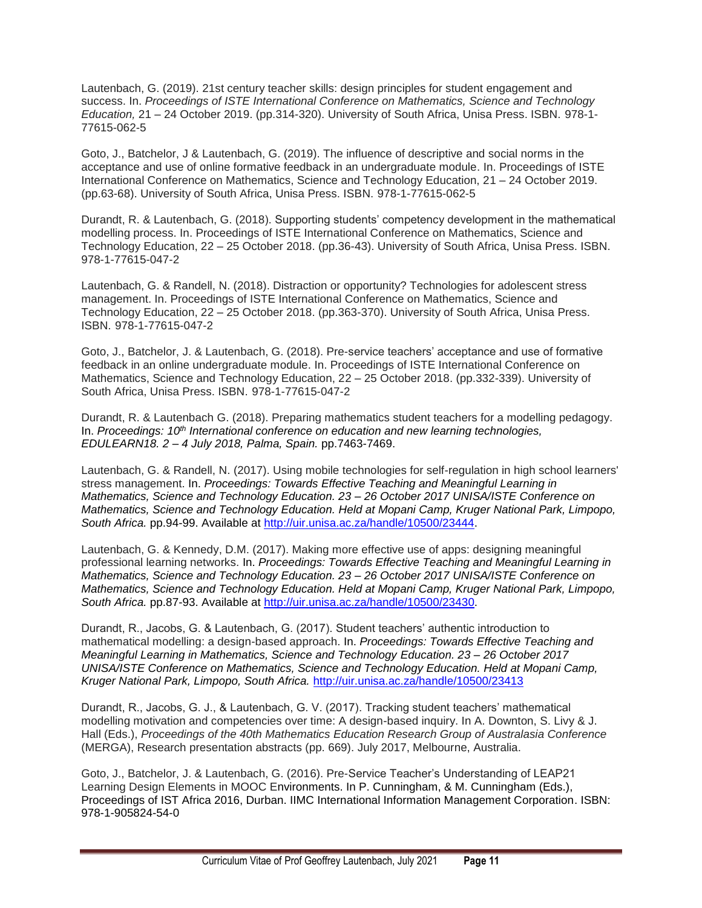Lautenbach, G. (2019). 21st century teacher skills: design principles for student engagement and success. In. *Proceedings of ISTE International Conference on Mathematics, Science and Technology Education,* 21 – 24 October 2019. (pp.314-320). University of South Africa, Unisa Press. ISBN. 978-1-77615-062-5

Goto, J., Batchelor, J & Lautenbach, G. (2019). The influence of descriptive and social norms in the acceptance and use of online formative feedback in an undergraduate module. In. Proceedings of ISTE International Conference on Mathematics, Science and Technology Education, 21 – 24 October 2019. (pp.63-68). University of South Africa, Unisa Press. ISBN. 978-1-77615-062-5

Durandt, R. & Lautenbach, G. (2018). Supporting students' competency development in the mathematical modelling process. In. Proceedings of ISTE International Conference on Mathematics, Science and Technology Education, 22 – 25 October 2018. (pp.36-43). University of South Africa, Unisa Press. ISBN. 978-1-77615-047-2

Lautenbach, G. & Randell, N. (2018). Distraction or opportunity? Technologies for adolescent stress management. In. Proceedings of ISTE International Conference on Mathematics, Science and Technology Education, 22 – 25 October 2018. (pp.363-370). University of South Africa, Unisa Press. ISBN. 978-1-77615-047-2

Goto, J., Batchelor, J. & Lautenbach, G. (2018). Pre-service teachers' acceptance and use of formative feedback in an online undergraduate module. In. Proceedings of ISTE International Conference on Mathematics, Science and Technology Education, 22 – 25 October 2018. (pp.332-339). University of South Africa, Unisa Press. ISBN. 978-1-77615-047-2

Durandt, R. & Lautenbach G. (2018). Preparing mathematics student teachers for a modelling pedagogy. In. *Proceedings: 10th International conference on education and new learning technologies, EDULEARN18. 2 – 4 July 2018, Palma, Spain.* pp.7463-7469.

Lautenbach, G. & Randell, N. (2017). Using mobile technologies for self-regulation in high school learners' stress management. In. *Proceedings: Towards Effective Teaching and Meaningful Learning in Mathematics, Science and Technology Education. 23 – 26 October 2017 UNISA/ISTE Conference on Mathematics, Science and Technology Education. Held at Mopani Camp, Kruger National Park, Limpopo, South Africa.* pp.94-99. Available at http://uir.unisa.ac.za/handle/10500/23444.

Lautenbach, G. & Kennedy, D.M. (2017). Making more effective use of apps: designing meaningful professional learning networks. In. *Proceedings: Towards Effective Teaching and Meaningful Learning in Mathematics, Science and Technology Education. 23 – 26 October 2017 UNISA/ISTE Conference on Mathematics, Science and Technology Education. Held at Mopani Camp, Kruger National Park, Limpopo, South Africa.* pp.87-93. Available at http://uir.unisa.ac.za/handle/10500/23430.

Durandt, R., Jacobs, G. & Lautenbach, G. (2017). Student teachers' authentic introduction to mathematical modelling: a design-based approach. In. *Proceedings: Towards Effective Teaching and Meaningful Learning in Mathematics, Science and Technology Education. 23 – 26 October 2017 UNISA/ISTE Conference on Mathematics, Science and Technology Education. Held at Mopani Camp, Kruger National Park, Limpopo, South Africa.* http://uir.unisa.ac.za/handle/10500/23413

Durandt, R., Jacobs, G. J., & Lautenbach, G. V. (2017). Tracking student teachers' mathematical modelling motivation and competencies over time: A design-based inquiry. In A. Downton, S. Livy & J. Hall (Eds.), *Proceedings of the 40th Mathematics Education Research Group of Australasia Conference* (MERGA), Research presentation abstracts (pp. 669). July 2017, Melbourne, Australia.

Goto, J., Batchelor, J. & Lautenbach, G. (2016). Pre-Service Teacher's Understanding of LEAP21 Learning Design Elements in MOOC Environments. In P. Cunningham, & M. Cunningham (Eds.), Proceedings of IST Africa 2016, Durban. IIMC International Information Management Corporation. ISBN: 978-1-905824-54-0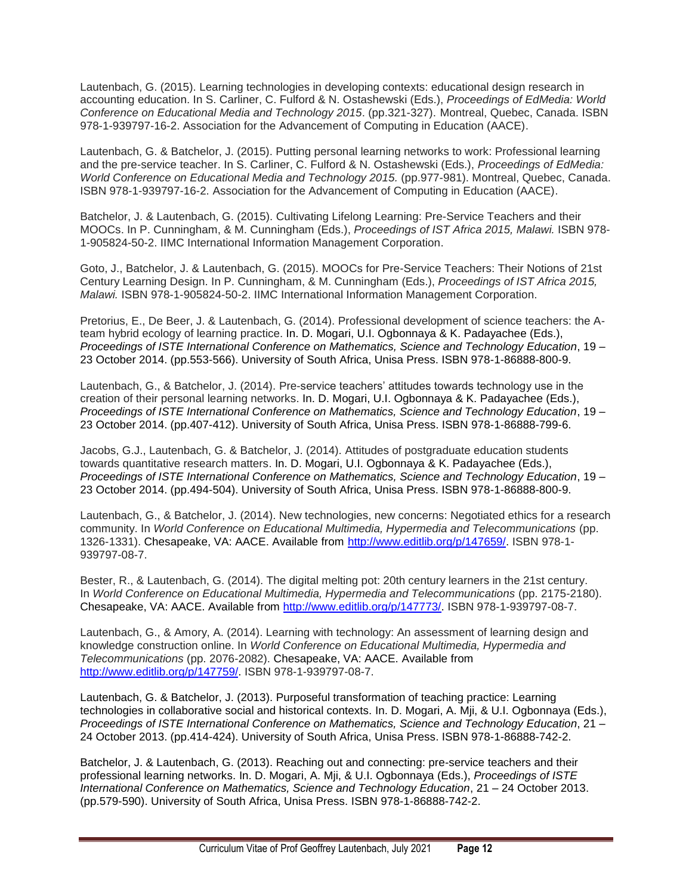Lautenbach, G. (2015). Learning technologies in developing contexts: educational design research in accounting education. In S. Carliner, C. Fulford & N. Ostashewski (Eds.), *Proceedings of EdMedia: World Conference on Educational Media and Technology 2015*. (pp.321-327). Montreal, Quebec, Canada. ISBN 978-1-939797-16-2. Association for the Advancement of Computing in Education (AACE).

Lautenbach, G. & Batchelor, J. (2015). Putting personal learning networks to work: Professional learning and the pre-service teacher. In S. Carliner, C. Fulford & N. Ostashewski (Eds.), *Proceedings of EdMedia: World Conference on Educational Media and Technology 2015.* (pp.977-981). Montreal, Quebec, Canada. ISBN 978-1-939797-16-2. Association for the Advancement of Computing in Education (AACE).

Batchelor, J. & Lautenbach, G. (2015). Cultivating Lifelong Learning: Pre-Service Teachers and their MOOCs. In P. Cunningham, & M. Cunningham (Eds.), *Proceedings of IST Africa 2015, Malawi.* ISBN 978-1-905824-50-2. IIMC International Information Management Corporation.

Goto, J., Batchelor, J. & Lautenbach, G. (2015). MOOCs for Pre-Service Teachers: Their Notions of 21st Century Learning Design. In P. Cunningham, & M. Cunningham (Eds.), *Proceedings of IST Africa 2015, Malawi.* ISBN 978-1-905824-50-2. IIMC International Information Management Corporation.

Pretorius, E., De Beer, J. & Lautenbach, G. (2014). Professional development of science teachers: the A-team hybrid ecology of learning practice. In. D. Mogari, U.I. Ogbonnaya & K. Padayachee (Eds.), *Proceedings of ISTE International Conference on Mathematics, Science and Technology Education*, 19 – 23 October 2014. (pp.553-566). University of South Africa, Unisa Press. ISBN 978-1-86888-800-9.

Lautenbach, G., & Batchelor, J. (2014). Pre-service teachers' attitudes towards technology use in the creation of their personal learning networks. In. D. Mogari, U.I. Ogbonnaya & K. Padayachee (Eds.), *Proceedings of ISTE International Conference on Mathematics, Science and Technology Education*, 19 – 23 October 2014. (pp.407-412). University of South Africa, Unisa Press. ISBN 978-1-86888-799-6.

Jacobs, G.J., Lautenbach, G. & Batchelor, J. (2014). Attitudes of postgraduate education students towards quantitative research matters. In. D. Mogari, U.I. Ogbonnaya & K. Padayachee (Eds.), *Proceedings of ISTE International Conference on Mathematics, Science and Technology Education*, 19 – 23 October 2014. (pp.494-504). University of South Africa, Unisa Press. ISBN 978-1-86888-800-9.

Lautenbach, G., & Batchelor, J. (2014). New technologies, new concerns: Negotiated ethics for a research community. In *World Conference on Educational Multimedia, Hypermedia and Telecommunications* (pp. 1326-1331). Chesapeake, VA: AACE. Available from http://www.editlib.org/p/147659/. ISBN 978-1-939797-08-7.

Bester, R., & Lautenbach, G. (2014). The digital melting pot: 20th century learners in the 21st century. In *World Conference on Educational Multimedia, Hypermedia and Telecommunications* (pp. 2175-2180). Chesapeake, VA: AACE. Available from http://www.editlib.org/p/147773/. ISBN 978-1-939797-08-7.

Lautenbach, G., & Amory, A. (2014). Learning with technology: An assessment of learning design and knowledge construction online. In *World Conference on Educational Multimedia, Hypermedia and Telecommunications* (pp. 2076-2082). Chesapeake, VA: AACE. Available from http://www.editlib.org/p/147759/. ISBN 978-1-939797-08-7.

Lautenbach, G. & Batchelor, J. (2013). Purposeful transformation of teaching practice: Learning technologies in collaborative social and historical contexts. In. D. Mogari, A. Mji, & U.I. Ogbonnaya (Eds.), *Proceedings of ISTE International Conference on Mathematics, Science and Technology Education*, 21 – 24 October 2013. (pp.414-424). University of South Africa, Unisa Press. ISBN 978-1-86888-742-2.

Batchelor, J. & Lautenbach, G. (2013). Reaching out and connecting: pre-service teachers and their professional learning networks. In. D. Mogari, A. Mji, & U.I. Ogbonnaya (Eds.), *Proceedings of ISTE International Conference on Mathematics, Science and Technology Education*, 21 – 24 October 2013. (pp.579-590). University of South Africa, Unisa Press. ISBN 978-1-86888-742-2.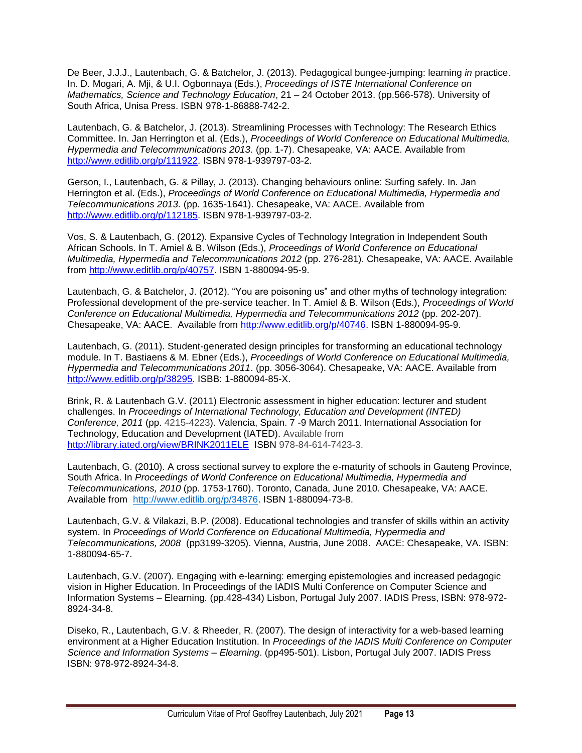De Beer, J.J.J., Lautenbach, G. & Batchelor, J. (2013). Pedagogical bungee-jumping: learning *in* practice. In. D. Mogari, A. Mji, & U.I. Ogbonnaya (Eds.), *Proceedings of ISTE International Conference on Mathematics, Science and Technology Education*, 21 – 24 October 2013. (pp.566-578). University of South Africa, Unisa Press. ISBN 978-1-86888-742-2.

Lautenbach, G. & Batchelor, J. (2013). Streamlining Processes with Technology: The Research Ethics Committee. In. Jan Herrington et al. (Eds.), *Proceedings of World Conference on Educational Multimedia, Hypermedia and Telecommunications 2013.* (pp. 1-7). Chesapeake, VA: AACE. Available from http://www.editlib.org/p/111922. ISBN 978-1-939797-03-2.

Gerson, I., Lautenbach, G. & Pillay, J. (2013). Changing behaviours online: Surfing safely. In. Jan Herrington et al. (Eds.), *Proceedings of World Conference on Educational Multimedia, Hypermedia and Telecommunications 2013.* (pp. 1635-1641). Chesapeake, VA: AACE. Available from http://www.editlib.org/p/112185. ISBN 978-1-939797-03-2.

Vos, S. & Lautenbach, G. (2012). Expansive Cycles of Technology Integration in Independent South African Schools. In T. Amiel & B. Wilson (Eds.), *Proceedings of World Conference on Educational Multimedia, Hypermedia and Telecommunications 2012* (pp. 276-281). Chesapeake, VA: AACE. Available from http://www.editlib.org/p/40757. ISBN 1-880094-95-9.

Lautenbach, G. & Batchelor, J. (2012). "You are poisoning us" and other myths of technology integration: Professional development of the pre-service teacher. In T. Amiel & B. Wilson (Eds.), *Proceedings of World Conference on Educational Multimedia, Hypermedia and Telecommunications 2012* (pp. 202-207). Chesapeake, VA: AACE. Available from http://www.editlib.org/p/40746. ISBN 1-880094-95-9.

Lautenbach, G. (2011). Student-generated design principles for transforming an educational technology module. In T. Bastiaens & M. Ebner (Eds.), *Proceedings of World Conference on Educational Multimedia, Hypermedia and Telecommunications 2011*. (pp. 3056-3064). Chesapeake, VA: AACE. Available from http://www.editlib.org/p/38295. ISBB: 1-880094-85-X.

Brink, R. & Lautenbach G.V. (2011) Electronic assessment in higher education: lecturer and student challenges. In *Proceedings of International Technology, Education and Development (INTED) Conference, 2011* (pp. 4215-4223). Valencia, Spain. 7 -9 March 2011. International Association for Technology, Education and Development (IATED). Available from http://library.iated.org/view/BRINK2011ELE ISBN 978-84-614-7423-3.

Lautenbach, G. (2010). A cross sectional survey to explore the e-maturity of schools in Gauteng Province, South Africa. In *Proceedings of World Conference on Educational Multimedia, Hypermedia and Telecommunications, 2010* (pp. 1753-1760). Toronto, Canada, June 2010. Chesapeake, VA: AACE. Available from http://www.editlib.org/p/34876. ISBN 1-880094-73-8.

Lautenbach, G.V. & Vilakazi, B.P. (2008). Educational technologies and transfer of skills within an activity system. In *Proceedings of World Conference on Educational Multimedia, Hypermedia and Telecommunications, 2008* (pp3199-3205). Vienna, Austria, June 2008. AACE: Chesapeake, VA. ISBN: 1-880094-65-7.

Lautenbach, G.V. (2007). Engaging with e-learning: emerging epistemologies and increased pedagogic vision in Higher Education. In Proceedings of the IADIS Multi Conference on Computer Science and Information Systems – Elearning. (pp.428-434) Lisbon, Portugal July 2007. IADIS Press, ISBN: 978-972-8924-34-8.

Diseko, R., Lautenbach, G.V. & Rheeder, R. (2007). The design of interactivity for a web-based learning environment at a Higher Education Institution. In *Proceedings of the IADIS Multi Conference on Computer Science and Information Systems – Elearning*. (pp495-501). Lisbon, Portugal July 2007. IADIS Press ISBN: 978-972-8924-34-8.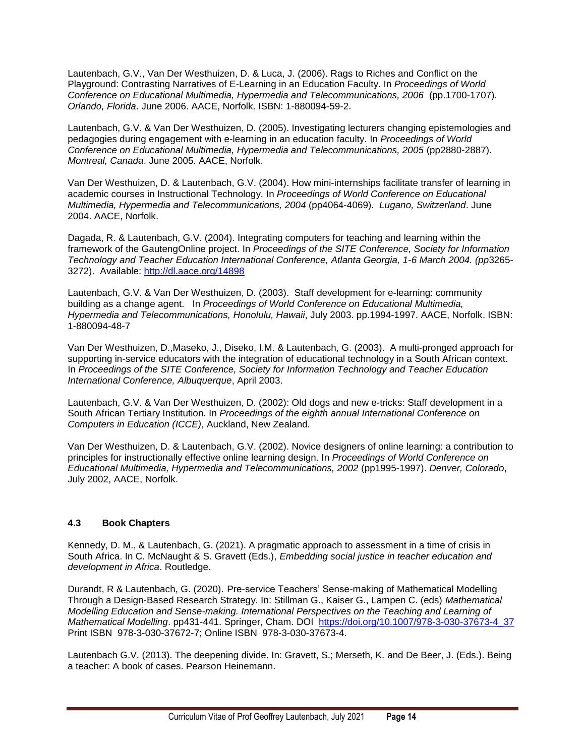Lautenbach, G.V., Van Der Westhuizen, D. & Luca, J. (2006). Rags to Riches and Conflict on the Playground: Contrasting Narratives of E-Learning in an Education Faculty. In *Proceedings of World Conference on Educational Multimedia, Hypermedia and Telecommunications, 2006* (pp.1700-1707). *Orlando, Florida*. June 2006. AACE, Norfolk. ISBN: 1-880094-59-2.

Lautenbach, G.V. & Van Der Westhuizen, D. (2005). Investigating lecturers changing epistemologies and pedagogies during engagement with e-learning in an education faculty. In *Proceedings of World Conference on Educational Multimedia, Hypermedia and Telecommunications, 2005* (pp2880-2887). *Montreal, Canada*. June 2005. AACE, Norfolk.

Van Der Westhuizen, D. & Lautenbach, G.V. (2004). How mini-internships facilitate transfer of learning in academic courses in Instructional Technology. In *Proceedings of World Conference on Educational Multimedia, Hypermedia and Telecommunications, 2004* (pp4064-4069). *Lugano, Switzerland*. June 2004. AACE, Norfolk.

Dagada, R. & Lautenbach, G.V. (2004). Integrating computers for teaching and learning within the framework of the GautengOnline project. In *Proceedings of the SITE Conference, Society for Information Technology and Teacher Education International Conference, Atlanta Georgia, 1-6 March 2004. (pp*3265-3272). Available: http://dl.aace.org/14898

Lautenbach, G.V. & Van Der Westhuizen, D. (2003). Staff development for e-learning: community building as a change agent. In *Proceedings of World Conference on Educational Multimedia, Hypermedia and Telecommunications, Honolulu, Hawaii*, July 2003. pp.1994-1997. AACE, Norfolk. ISBN: 1-880094-48-7

Van Der Westhuizen, D.,Maseko, J., Diseko, I.M. & Lautenbach, G. (2003). A multi-pronged approach for supporting in-service educators with the integration of educational technology in a South African context. In *Proceedings of the SITE Conference, Society for Information Technology and Teacher Education International Conference, Albuquerque*, April 2003.

Lautenbach, G.V. & Van Der Westhuizen, D. (2002): Old dogs and new e-tricks: Staff development in a South African Tertiary Institution. In *Proceedings of the eighth annual International Conference on Computers in Education (ICCE)*, Auckland, New Zealand.

Van Der Westhuizen, D. & Lautenbach, G.V. (2002). Novice designers of online learning: a contribution to principles for instructionally effective online learning design. In *Proceedings of World Conference on Educational Multimedia, Hypermedia and Telecommunications, 2002* (pp1995-1997). *Denver, Colorado*, July 2002, AACE, Norfolk.

### 4.3 Book Chapters

Kennedy, D. M., & Lautenbach, G. (2021). A pragmatic approach to assessment in a time of crisis in South Africa. In C. McNaught & S. Gravett (Eds.), *Embedding social justice in teacher education and development in Africa*. Routledge.

Durandt, R & Lautenbach, G. (2020). Pre-service Teachers' Sense-making of Mathematical Modelling Through a Design-Based Research Strategy. In: Stillman G., Kaiser G., Lampen C. (eds) *Mathematical Modelling Education and Sense-making. International Perspectives on the Teaching and Learning of Mathematical Modelling*. pp431-441. Springer, Cham. DOI https://doi.org/10.1007/978-3-030-37673-4_37 Print ISBN 978-3-030-37672-7; Online ISBN 978-3-030-37673-4.

Lautenbach G.V. (2013). The deepening divide. In: Gravett, S.; Merseth, K. and De Beer, J. (Eds.). Being a teacher: A book of cases. Pearson Heinemann.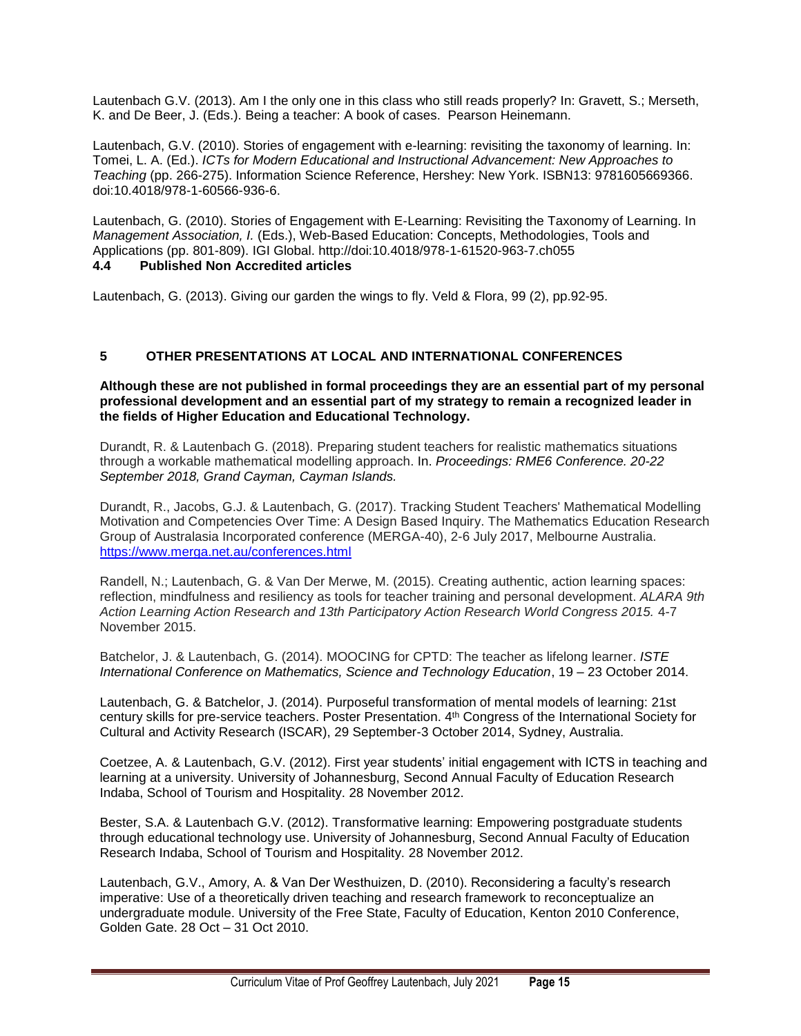Lautenbach G.V. (2013). Am I the only one in this class who still reads properly? In: Gravett, S.; Merseth, K. and De Beer, J. (Eds.). Being a teacher: A book of cases. Pearson Heinemann.

Lautenbach, G.V. (2010). Stories of engagement with e-learning: revisiting the taxonomy of learning. In: Tomei, L. A. (Ed.). *ICTs for Modern Educational and Instructional Advancement: New Approaches to Teaching* (pp. 266-275). Information Science Reference, Hershey: New York. ISBN13: 9781605669366. doi:10.4018/978-1-60566-936-6.

Lautenbach, G. (2010). Stories of Engagement with E-Learning: Revisiting the Taxonomy of Learning. In *Management Association, I.* (Eds.), Web-Based Education: Concepts, Methodologies, Tools and Applications (pp. 801-809). IGI Global. http://doi:10.4018/978-1-61520-963-7.ch055

### 4.4 Published Non Accredited articles

Lautenbach, G. (2013). Giving our garden the wings to fly. Veld & Flora, 99 (2), pp.92-95.

## 5 OTHER PRESENTATIONS AT LOCAL AND INTERNATIONAL CONFERENCES

**Although these are not published in formal proceedings they are an essential part of my personal professional development and an essential part of my strategy to remain a recognized leader in the fields of Higher Education and Educational Technology.**

Durandt, R. & Lautenbach G. (2018). Preparing student teachers for realistic mathematics situations through a workable mathematical modelling approach. In. *Proceedings: RME6 Conference. 20-22 September 2018, Grand Cayman, Cayman Islands.*

Durandt, R., Jacobs, G.J. & Lautenbach, G. (2017). Tracking Student Teachers' Mathematical Modelling Motivation and Competencies Over Time: A Design Based Inquiry. The Mathematics Education Research Group of Australasia Incorporated conference (MERGA-40), 2-6 July 2017, Melbourne Australia. https://www.merga.net.au/conferences.html

Randell, N.; Lautenbach, G. & Van Der Merwe, M. (2015). Creating authentic, action learning spaces: reflection, mindfulness and resiliency as tools for teacher training and personal development. *ALARA 9th Action Learning Action Research and 13th Participatory Action Research World Congress 2015.* 4-7 November 2015.

Batchelor, J. & Lautenbach, G. (2014). MOOCING for CPTD: The teacher as lifelong learner. *ISTE International Conference on Mathematics, Science and Technology Education*, 19 – 23 October 2014.

Lautenbach, G. & Batchelor, J. (2014). Purposeful transformation of mental models of learning: 21st century skills for pre-service teachers. Poster Presentation. 4th Congress of the International Society for Cultural and Activity Research (ISCAR), 29 September-3 October 2014, Sydney, Australia.

Coetzee, A. & Lautenbach, G.V. (2012). First year students' initial engagement with ICTS in teaching and learning at a university. University of Johannesburg, Second Annual Faculty of Education Research Indaba, School of Tourism and Hospitality. 28 November 2012.

Bester, S.A. & Lautenbach G.V. (2012). Transformative learning: Empowering postgraduate students through educational technology use. University of Johannesburg, Second Annual Faculty of Education Research Indaba, School of Tourism and Hospitality. 28 November 2012.

Lautenbach, G.V., Amory, A. & Van Der Westhuizen, D. (2010). Reconsidering a faculty's research imperative: Use of a theoretically driven teaching and research framework to reconceptualize an undergraduate module. University of the Free State, Faculty of Education, Kenton 2010 Conference, Golden Gate. 28 Oct – 31 Oct 2010.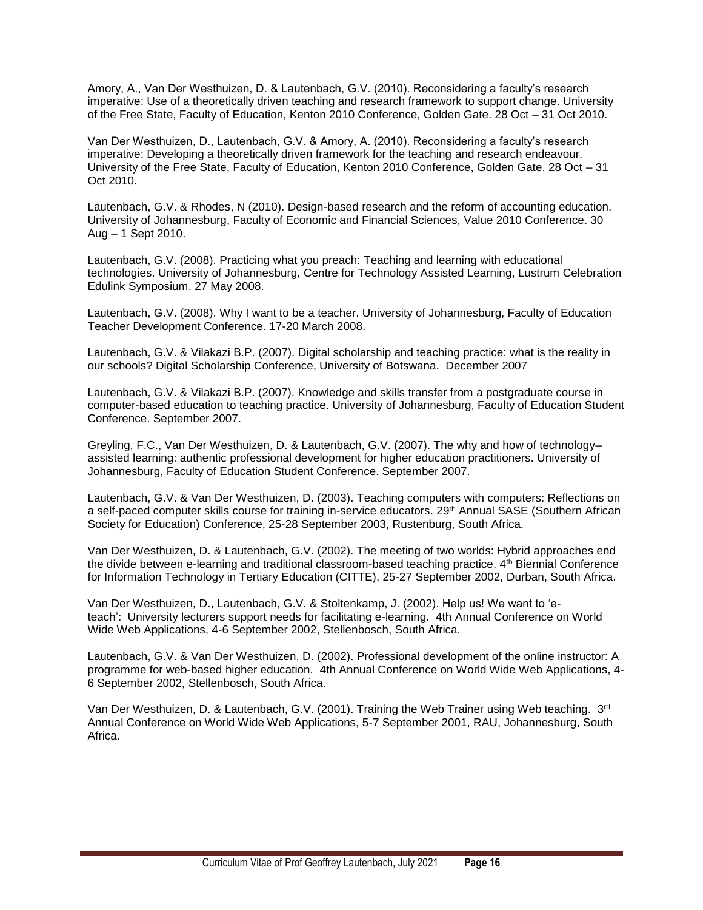Amory, A., Van Der Westhuizen, D. & Lautenbach, G.V. (2010). Reconsidering a faculty's research imperative: Use of a theoretically driven teaching and research framework to support change. University of the Free State, Faculty of Education, Kenton 2010 Conference, Golden Gate. 28 Oct – 31 Oct 2010.

Van Der Westhuizen, D., Lautenbach, G.V. & Amory, A. (2010). Reconsidering a faculty's research imperative: Developing a theoretically driven framework for the teaching and research endeavour. University of the Free State, Faculty of Education, Kenton 2010 Conference, Golden Gate. 28 Oct – 31 Oct 2010.

Lautenbach, G.V. & Rhodes, N (2010). Design-based research and the reform of accounting education. University of Johannesburg, Faculty of Economic and Financial Sciences, Value 2010 Conference. 30 Aug – 1 Sept 2010.

Lautenbach, G.V. (2008). Practicing what you preach: Teaching and learning with educational technologies. University of Johannesburg, Centre for Technology Assisted Learning, Lustrum Celebration Edulink Symposium. 27 May 2008.

Lautenbach, G.V. (2008). Why I want to be a teacher. University of Johannesburg, Faculty of Education Teacher Development Conference. 17-20 March 2008.

Lautenbach, G.V. & Vilakazi B.P. (2007). Digital scholarship and teaching practice: what is the reality in our schools? Digital Scholarship Conference, University of Botswana. December 2007

Lautenbach, G.V. & Vilakazi B.P. (2007). Knowledge and skills transfer from a postgraduate course in computer-based education to teaching practice. University of Johannesburg, Faculty of Education Student Conference. September 2007.

Greyling, F.C., Van Der Westhuizen, D. & Lautenbach, G.V. (2007). The why and how of technology–assisted learning: authentic professional development for higher education practitioners. University of Johannesburg, Faculty of Education Student Conference. September 2007.

Lautenbach, G.V. & Van Der Westhuizen, D. (2003). Teaching computers with computers: Reflections on a self-paced computer skills course for training in-service educators. 29th Annual SASE (Southern African Society for Education) Conference, 25-28 September 2003, Rustenburg, South Africa.

Van Der Westhuizen, D. & Lautenbach, G.V. (2002). The meeting of two worlds: Hybrid approaches end the divide between e-learning and traditional classroom-based teaching practice. 4th Biennial Conference for Information Technology in Tertiary Education (CITTE), 25-27 September 2002, Durban, South Africa.

Van Der Westhuizen, D., Lautenbach, G.V. & Stoltenkamp, J. (2002). Help us! We want to 'e-teach': University lecturers support needs for facilitating e-learning. 4th Annual Conference on World Wide Web Applications, 4-6 September 2002, Stellenbosch, South Africa.

Lautenbach, G.V. & Van Der Westhuizen, D. (2002). Professional development of the online instructor: A programme for web-based higher education. 4th Annual Conference on World Wide Web Applications, 4-6 September 2002, Stellenbosch, South Africa.

Van Der Westhuizen, D. & Lautenbach, G.V. (2001). Training the Web Trainer using Web teaching. 3rd Annual Conference on World Wide Web Applications, 5-7 September 2001, RAU, Johannesburg, South Africa.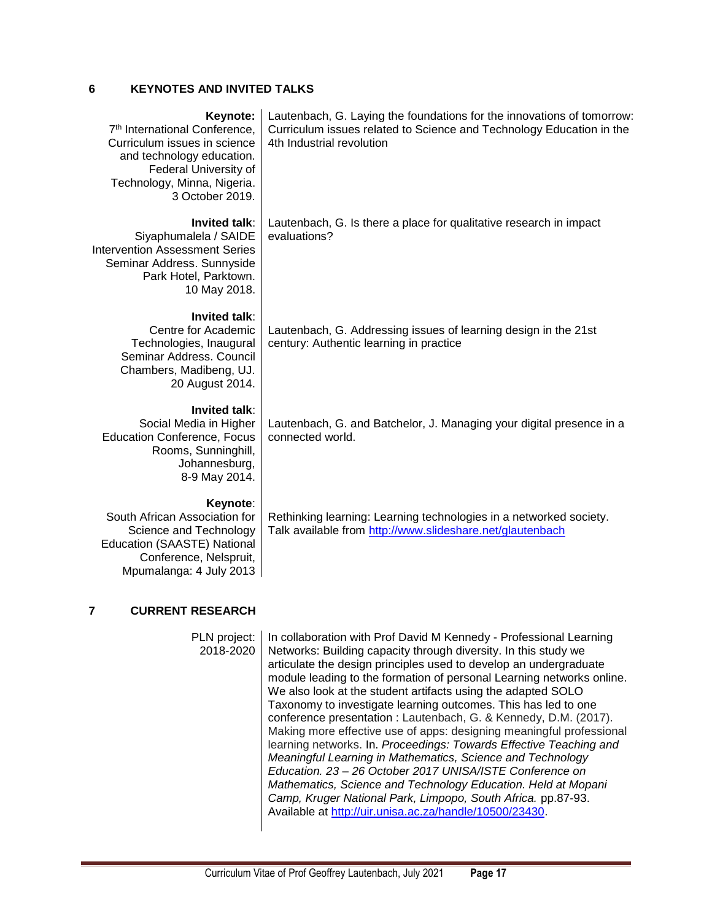## 6 KEYNOTES AND INVITED TALKS

| | |
|---|---|
| **Keynote:** 7th International Conference, Curriculum issues in science and technology education. Federal University of Technology, Minna, Nigeria. 3 October 2019. | Lautenbach, G. Laying the foundations for the innovations of tomorrow: Curriculum issues related to Science and Technology Education in the 4th Industrial revolution |
| **Invited talk**: Siyaphumalela / SAIDE Intervention Assessment Series Seminar Address. Sunnyside Park Hotel, Parktown. 10 May 2018. | Lautenbach, G. Is there a place for qualitative research in impact evaluations? |
| **Invited talk**: Centre for Academic Technologies, Inaugural Seminar Address. Council Chambers, Madibeng, UJ. 20 August 2014. | Lautenbach, G. Addressing issues of learning design in the 21st century: Authentic learning in practice |
| **Invited talk**: Social Media in Higher Education Conference, Focus Rooms, Sunninghill, Johannesburg, 8-9 May 2014. | Lautenbach, G. and Batchelor, J. Managing your digital presence in a connected world. |
| **Keynote**: South African Association for Science and Technology Education (SAASTE) National Conference, Nelspruit, Mpumalanga: 4 July 2013 | Rethinking learning: Learning technologies in a networked society. Talk available from http://www.slideshare.net/glautenbach |

## 7 CURRENT RESEARCH

| | |
|---|---|
| PLN project: 2018-2020 | In collaboration with Prof David M Kennedy - Professional Learning Networks: Building capacity through diversity. In this study we articulate the design principles used to develop an undergraduate module leading to the formation of personal Learning networks online. We also look at the student artifacts using the adapted SOLO Taxonomy to investigate learning outcomes. This has led to one conference presentation : Lautenbach, G. & Kennedy, D.M. (2017). Making more effective use of apps: designing meaningful professional learning networks. In. *Proceedings: Towards Effective Teaching and Meaningful Learning in Mathematics, Science and Technology Education. 23 – 26 October 2017 UNISA/ISTE Conference on Mathematics, Science and Technology Education. Held at Mopani Camp, Kruger National Park, Limpopo, South Africa.* pp.87-93. Available at http://uir.unisa.ac.za/handle/10500/23430. |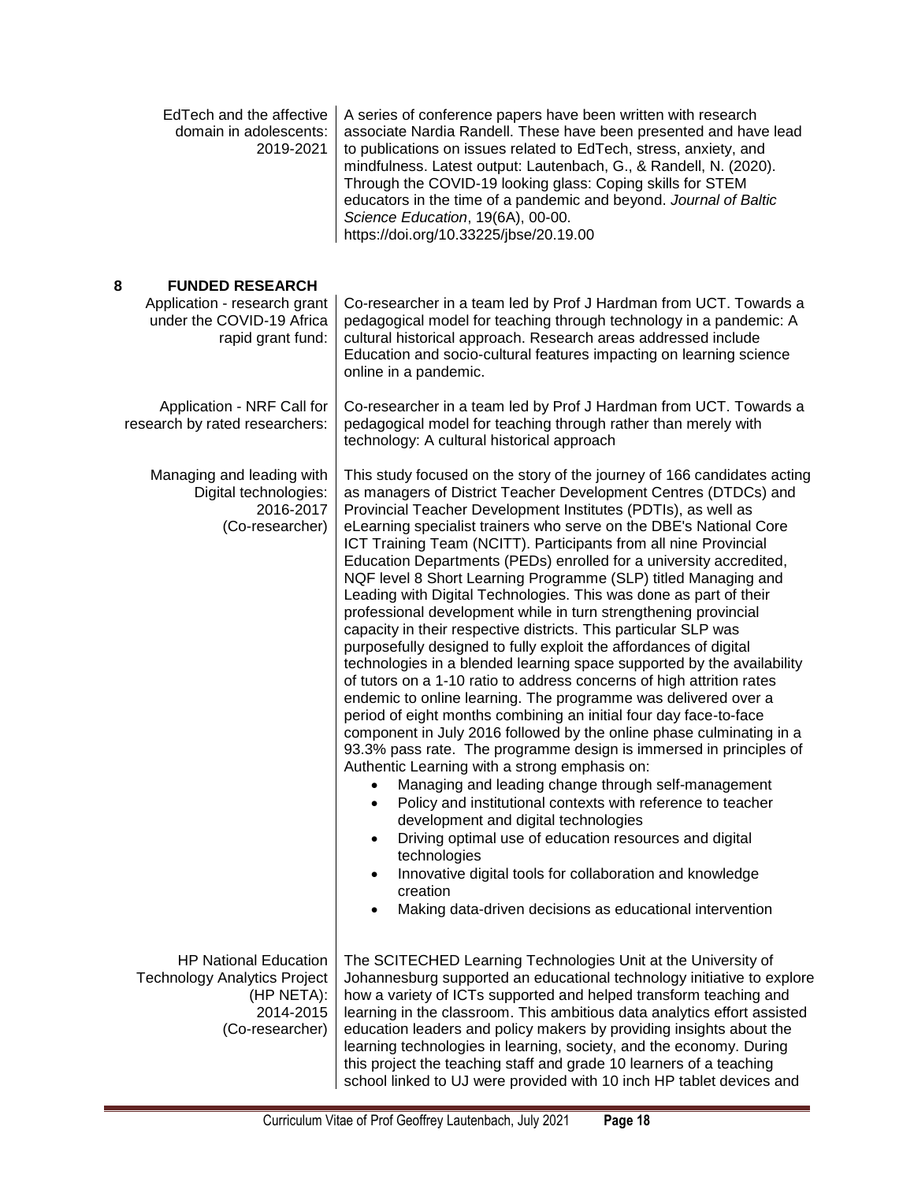| | |
|---|---|
| EdTech and the affective domain in adolescents: 2019-2021 | A series of conference papers have been written with research associate Nardia Randell. These have been presented and have lead to publications on issues related to EdTech, stress, anxiety, and mindfulness. Latest output: Lautenbach, G., & Randell, N. (2020). Through the COVID-19 looking glass: Coping skills for STEM educators in the time of a pandemic and beyond. *Journal of Baltic Science Education*, 19(6A), 00-00. https://doi.org/10.33225/jbse/20.19.00 |

## 8 FUNDED RESEARCH

| | |
|---|---|
| Application - research grant under the COVID-19 Africa rapid grant fund: | Co-researcher in a team led by Prof J Hardman from UCT. Towards a pedagogical model for teaching through technology in a pandemic: A cultural historical approach. Research areas addressed include Education and socio-cultural features impacting on learning science online in a pandemic. |
| Application - NRF Call for research by rated researchers: | Co-researcher in a team led by Prof J Hardman from UCT. Towards a pedagogical model for teaching through rather than merely with technology: A cultural historical approach |
| Managing and leading with Digital technologies: 2016-2017 (Co-researcher) | This study focused on the story of the journey of 166 candidates acting as managers of District Teacher Development Centres (DTDCs) and Provincial Teacher Development Institutes (PDTIs), as well as eLearning specialist trainers who serve on the DBE's National Core ICT Training Team (NCITT). Participants from all nine Provincial Education Departments (PEDs) enrolled for a university accredited, NQF level 8 Short Learning Programme (SLP) titled Managing and Leading with Digital Technologies. This was done as part of their professional development while in turn strengthening provincial capacity in their respective districts. This particular SLP was purposefully designed to fully exploit the affordances of digital technologies in a blended learning space supported by the availability of tutors on a 1-10 ratio to address concerns of high attrition rates endemic to online learning. The programme was delivered over a period of eight months combining an initial four day face-to-face component in July 2016 followed by the online phase culminating in a 93.3% pass rate. The programme design is immersed in principles of Authentic Learning with a strong emphasis on: <br>• Managing and leading change through self-management <br>• Policy and institutional contexts with reference to teacher development and digital technologies <br>• Driving optimal use of education resources and digital technologies <br>• Innovative digital tools for collaboration and knowledge creation <br>• Making data-driven decisions as educational intervention |
| HP National Education Technology Analytics Project (HP NETA): 2014-2015 (Co-researcher) | The SCITECHED Learning Technologies Unit at the University of Johannesburg supported an educational technology initiative to explore how a variety of ICTs supported and helped transform teaching and learning in the classroom. This ambitious data analytics effort assisted education leaders and policy makers by providing insights about the learning technologies in learning, society, and the economy. During this project the teaching staff and grade 10 learners of a teaching school linked to UJ were provided with 10 inch HP tablet devices and |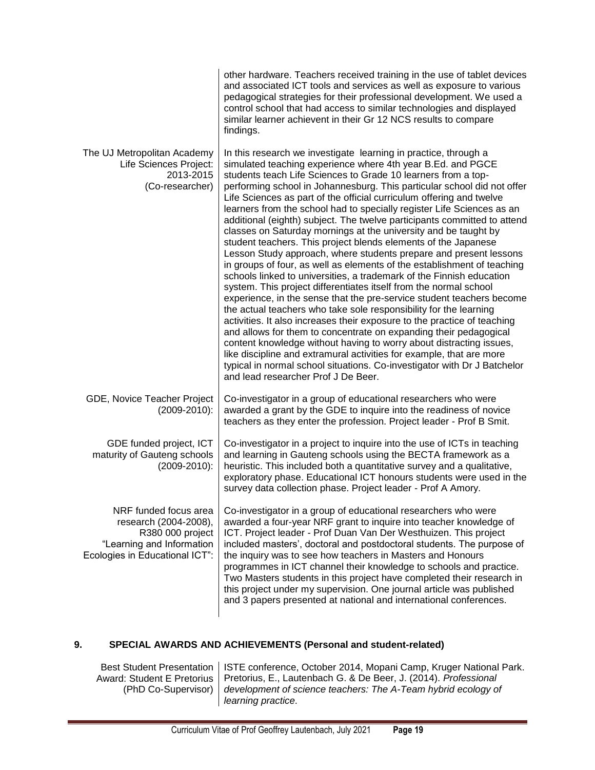| | |
|---|---|
| | other hardware. Teachers received training in the use of tablet devices and associated ICT tools and services as well as exposure to various pedagogical strategies for their professional development. We used a control school that had access to similar technologies and displayed similar learner achievent in their Gr 12 NCS results to compare findings. |
| The UJ Metropolitan Academy Life Sciences Project: 2013-2015 (Co-researcher) | In this research we investigate learning in practice, through a simulated teaching experience where 4th year B.Ed. and PGCE students teach Life Sciences to Grade 10 learners from a top-performing school in Johannesburg. This particular school did not offer Life Sciences as part of the official curriculum offering and twelve learners from the school had to specially register Life Sciences as an additional (eighth) subject. The twelve participants committed to attend classes on Saturday mornings at the university and be taught by student teachers. This project blends elements of the Japanese Lesson Study approach, where students prepare and present lessons in groups of four, as well as elements of the establishment of teaching schools linked to universities, a trademark of the Finnish education system. This project differentiates itself from the normal school experience, in the sense that the pre-service student teachers become the actual teachers who take sole responsibility for the learning activities. It also increases their exposure to the practice of teaching and allows for them to concentrate on expanding their pedagogical content knowledge without having to worry about distracting issues, like discipline and extramural activities for example, that are more typical in normal school situations. Co-investigator with Dr J Batchelor and lead researcher Prof J De Beer. |
| GDE, Novice Teacher Project (2009-2010): | Co-investigator in a group of educational researchers who were awarded a grant by the GDE to inquire into the readiness of novice teachers as they enter the profession. Project leader - Prof B Smit. |
| GDE funded project, ICT maturity of Gauteng schools (2009-2010): | Co-investigator in a project to inquire into the use of ICTs in teaching and learning in Gauteng schools using the BECTA framework as a heuristic. This included both a quantitative survey and a qualitative, exploratory phase. Educational ICT honours students were used in the survey data collection phase. Project leader - Prof A Amory. |
| NRF funded focus area research (2004-2008), R380 000 project "Learning and Information Ecologies in Educational ICT": | Co-investigator in a group of educational researchers who were awarded a four-year NRF grant to inquire into teacher knowledge of ICT. Project leader - Prof Duan Van Der Westhuizen. This project included masters', doctoral and postdoctoral students. The purpose of the inquiry was to see how teachers in Masters and Honours programmes in ICT channel their knowledge to schools and practice. Two Masters students in this project have completed their research in this project under my supervision. One journal article was published and 3 papers presented at national and international conferences. |

## 9. SPECIAL AWARDS AND ACHIEVEMENTS (Personal and student-related)

| | |
|---|---|
| Best Student Presentation Award: Student E Pretorius (PhD Co-Supervisor) | ISTE conference, October 2014, Mopani Camp, Kruger National Park. Pretorius, E., Lautenbach G. & De Beer, J. (2014). *Professional development of science teachers: The A-Team hybrid ecology of learning practice.* |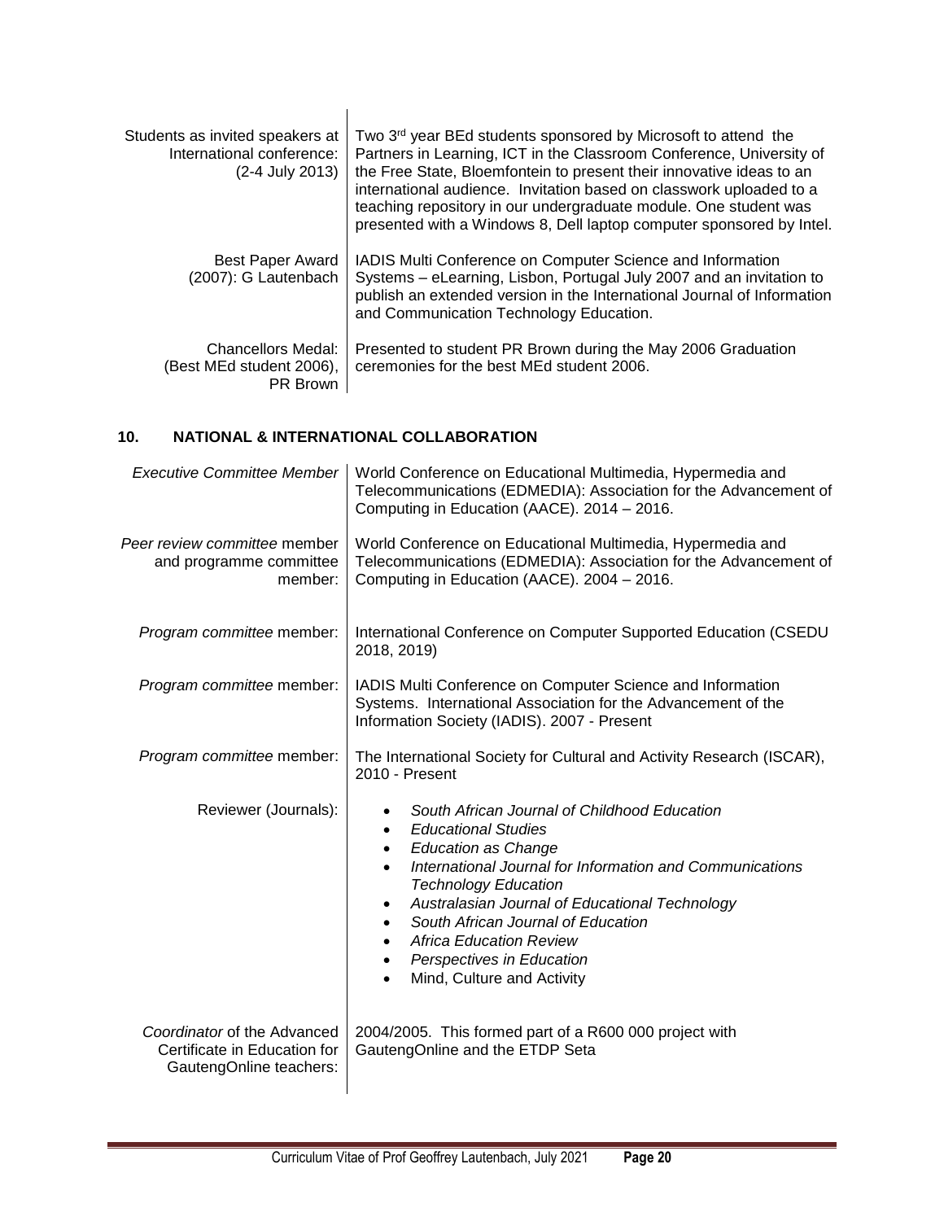| | |
|---|---|
| Students as invited speakers at International conference: (2-4 July 2013) | Two 3rd year BEd students sponsored by Microsoft to attend the Partners in Learning, ICT in the Classroom Conference, University of the Free State, Bloemfontein to present their innovative ideas to an international audience. Invitation based on classwork uploaded to a teaching repository in our undergraduate module. One student was presented with a Windows 8, Dell laptop computer sponsored by Intel. |
| Best Paper Award (2007): G Lautenbach | IADIS Multi Conference on Computer Science and Information Systems – eLearning, Lisbon, Portugal July 2007 and an invitation to publish an extended version in the International Journal of Information and Communication Technology Education. |
| Chancellors Medal: (Best MEd student 2006), PR Brown | Presented to student PR Brown during the May 2006 Graduation ceremonies for the best MEd student 2006. |

## 10. NATIONAL & INTERNATIONAL COLLABORATION

| | |
|---|---|
| *Executive Committee Member* | World Conference on Educational Multimedia, Hypermedia and Telecommunications (EDMEDIA): Association for the Advancement of Computing in Education (AACE). 2014 – 2016. |
| *Peer review committee* member and programme committee member: | World Conference on Educational Multimedia, Hypermedia and Telecommunications (EDMEDIA): Association for the Advancement of Computing in Education (AACE). 2004 – 2016. |
| *Program committee* member: | International Conference on Computer Supported Education (CSEDU 2018, 2019) |
| *Program committee* member: | IADIS Multi Conference on Computer Science and Information Systems. International Association for the Advancement of the Information Society (IADIS). 2007 - Present |
| *Program committee* member: | The International Society for Cultural and Activity Research (ISCAR), 2010 - Present |
| Reviewer (Journals): | • *South African Journal of Childhood Education*<br>• *Educational Studies*<br>• *Education as Change*<br>• *International Journal for Information and Communications Technology Education*<br>• *Australasian Journal of Educational Technology*<br>• *South African Journal of Education*<br>• *Africa Education Review*<br>• *Perspectives in Education*<br>• Mind, Culture and Activity |
| *Coordinator* of the Advanced Certificate in Education for GautengOnline teachers: | 2004/2005. This formed part of a R600 000 project with GautengOnline and the ETDP Seta |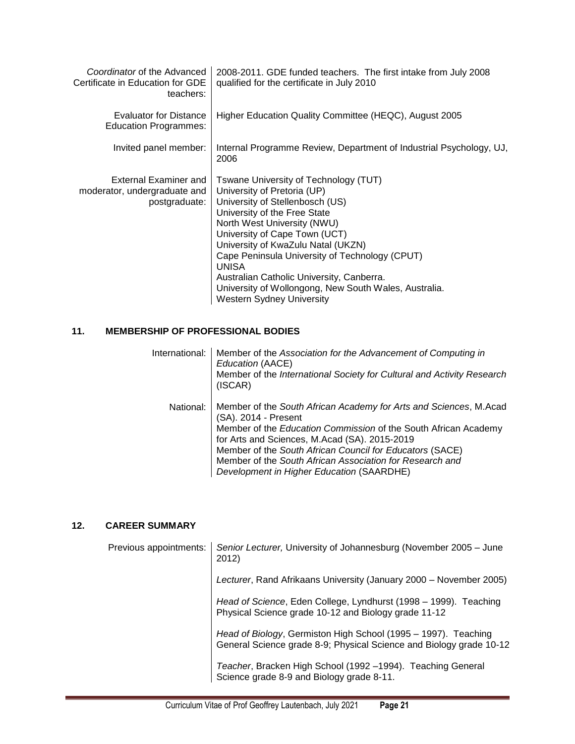| | |
|---|---|
| *Coordinator* of the Advanced Certificate in Education for GDE teachers: | 2008-2011. GDE funded teachers. The first intake from July 2008 qualified for the certificate in July 2010 |
| Evaluator for Distance Education Programmes: | Higher Education Quality Committee (HEQC), August 2005 |
| Invited panel member: | Internal Programme Review, Department of Industrial Psychology, UJ, 2006 |
| External Examiner and moderator, undergraduate and postgraduate: | Tswane University of Technology (TUT)<br>University of Pretoria (UP)<br>University of Stellenbosch (US)<br>University of the Free State<br>North West University (NWU)<br>University of Cape Town (UCT)<br>University of KwaZulu Natal (UKZN)<br>Cape Peninsula University of Technology (CPUT)<br>UNISA<br>Australian Catholic University, Canberra.<br>University of Wollongong, New South Wales, Australia.<br>Western Sydney University |

## 11. MEMBERSHIP OF PROFESSIONAL BODIES

| | |
|---|---|
| International: | Member of the *Association for the Advancement of Computing in Education* (AACE)<br>Member of the *International Society for Cultural and Activity Research* (ISCAR) |
| National: | Member of the *South African Academy for Arts and Sciences*, M.Acad (SA). 2014 - Present<br>Member of the *Education Commission* of the South African Academy for Arts and Sciences, M.Acad (SA). 2015-2019<br>Member of the *South African Council for Educators* (SACE)<br>Member of the *South African Association for Research and Development in Higher Education* (SAARDHE) |

## 12. CAREER SUMMARY

| | |
|---|---|
| Previous appointments: | *Senior Lecturer,* University of Johannesburg (November 2005 – June 2012)<br><br>*Lecturer*, Rand Afrikaans University (January 2000 – November 2005)<br><br>*Head of Science*, Eden College, Lyndhurst (1998 – 1999). Teaching Physical Science grade 10-12 and Biology grade 11-12<br><br>*Head of Biology*, Germiston High School (1995 – 1997). Teaching General Science grade 8-9; Physical Science and Biology grade 10-12<br><br>*Teacher*, Bracken High School (1992 –1994). Teaching General Science grade 8-9 and Biology grade 8-11. |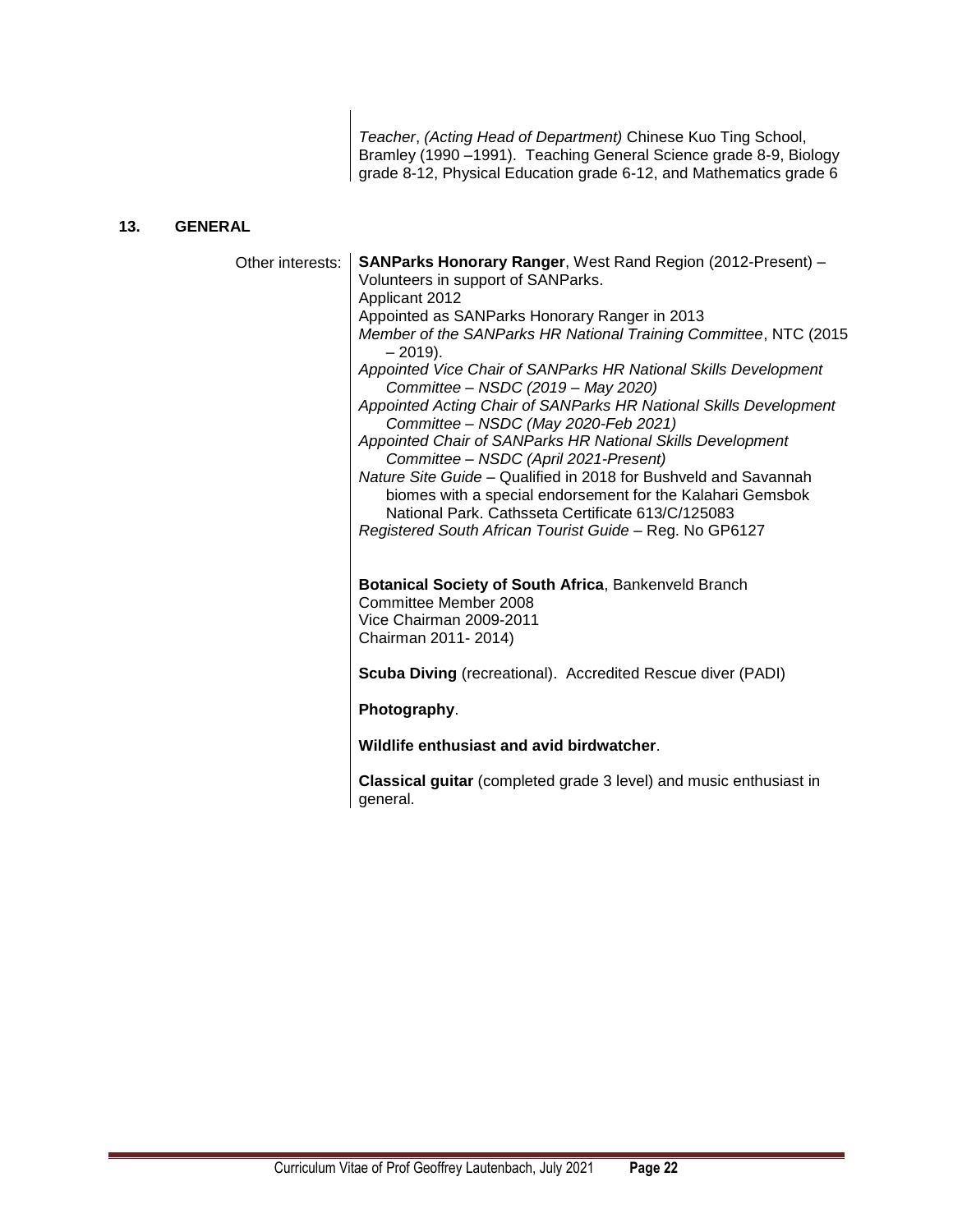*Teacher*, *(Acting Head of Department)* Chinese Kuo Ting School, Bramley (1990 –1991). Teaching General Science grade 8-9, Biology grade 8-12, Physical Education grade 6-12, and Mathematics grade 6

## 13. GENERAL

Other interests:

**SANParks Honorary Ranger**, West Rand Region (2012-Present) – Volunteers in support of SANParks.
Applicant 2012
Appointed as SANParks Honorary Ranger in 2013
*Member of the SANParks HR National Training Committee*, NTC (2015 – 2019).
*Appointed Vice Chair of SANParks HR National Skills Development Committee – NSDC (2019 – May 2020)*
*Appointed Acting Chair of SANParks HR National Skills Development Committee – NSDC (May 2020-Feb 2021)*
*Appointed Chair of SANParks HR National Skills Development Committee – NSDC (April 2021-Present)*
*Nature Site Guide* – Qualified in 2018 for Bushveld and Savannah biomes with a special endorsement for the Kalahari Gemsbok National Park. Cathsseta Certificate 613/C/125083
*Registered South African Tourist Guide* – Reg. No GP6127

**Botanical Society of South Africa**, Bankenveld Branch
Committee Member 2008
Vice Chairman 2009-2011
Chairman 2011- 2014)

**Scuba Diving** (recreational). Accredited Rescue diver (PADI)

**Photography**.

**Wildlife enthusiast and avid birdwatcher**.

**Classical guitar** (completed grade 3 level) and music enthusiast in general.